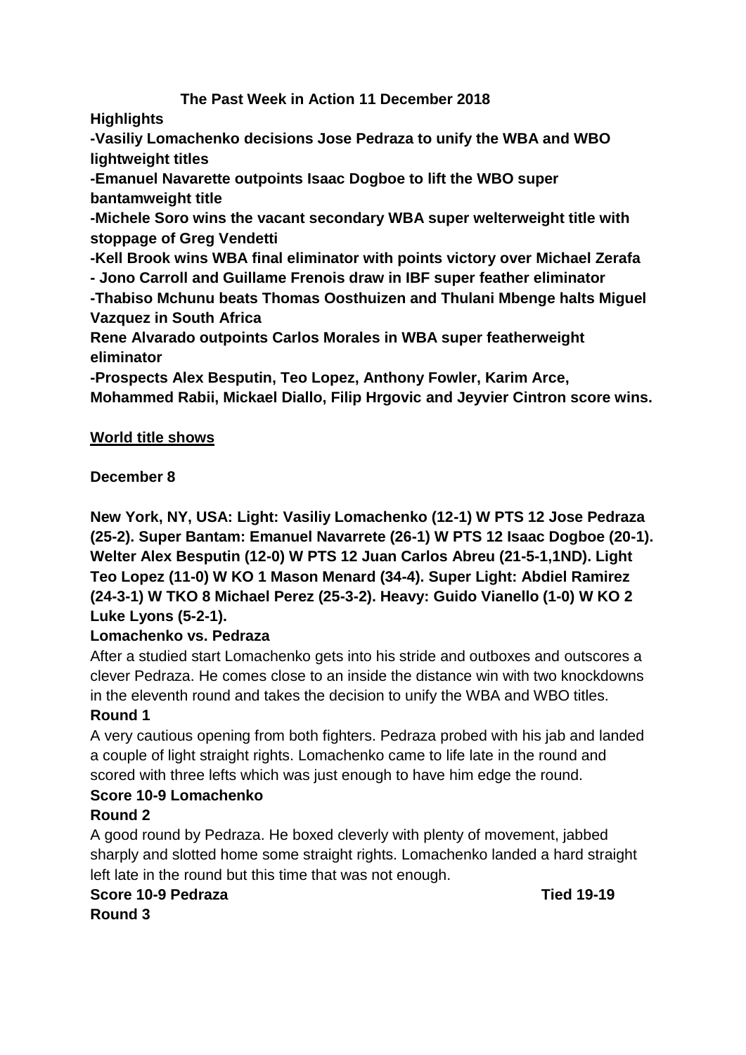# The Past Week in Action 11 December 2018

**Highlights**

**-Vasiliy Lomachenko decisions Jose Pedraza to unify the WBA and WBO lightweight titles**

**-Emanuel Navarette outpoints Isaac Dogboe to lift the WBO super bantamweight title**

**-Michele Soro wins the vacant secondary WBA super welterweight title with stoppage of Greg Vendetti**

**-Kell Brook wins WBA final eliminator with points victory over Michael Zerafa**

**- Jono Carroll and Guillame Frenois draw in IBF super feather eliminator**

**-Thabiso Mchunu beats Thomas Oosthuizen and Thulani Mbenge halts Miguel Vazquez in South Africa**

**Rene Alvarado outpoints Carlos Morales in WBA super featherweight eliminator**

**-Prospects Alex Besputin, Teo Lopez, Anthony Fowler, Karim Arce, Mohammed Rabii, Mickael Diallo, Filip Hrgovic and Jeyvier Cintron score wins.**

## World title shows

**December 8**

**New York, NY, USA: Light: Vasiliy Lomachenko (12-1) W PTS 12 Jose Pedraza (25-2). Super Bantam: Emanuel Navarrete (26-1) W PTS 12 Isaac Dogboe (20-1). Welter Alex Besputin (12-0) W PTS 12 Juan Carlos Abreu (21-5-1,1ND). Light Teo Lopez (11-0) W KO 1 Mason Menard (34-4). Super Light: Abdiel Ramirez (24-3-1) W TKO 8 Michael Perez (25-3-2). Heavy: Guido Vianello (1-0) W KO 2 Luke Lyons (5-2-1).**

**Lomachenko vs. Pedraza**

After a studied start Lomachenko gets into his stride and outboxes and outscores a clever Pedraza. He comes close to an inside the distance win with two knockdowns in the eleventh round and takes the decision to unify the WBA and WBO titles.

**Round 1**

A very cautious opening from both fighters. Pedraza probed with his jab and landed a couple of light straight rights. Lomachenko came to life late in the round and scored with three lefts which was just enough to have him edge the round.

**Score 10-9 Lomachenko**

**Round 2**

A good round by Pedraza. He boxed cleverly with plenty of movement, jabbed sharply and slotted home some straight rights. Lomachenko landed a hard straight left late in the round but this time that was not enough.

**Score 10-9 Pedraza** **Tied 19-19**

**Round 3**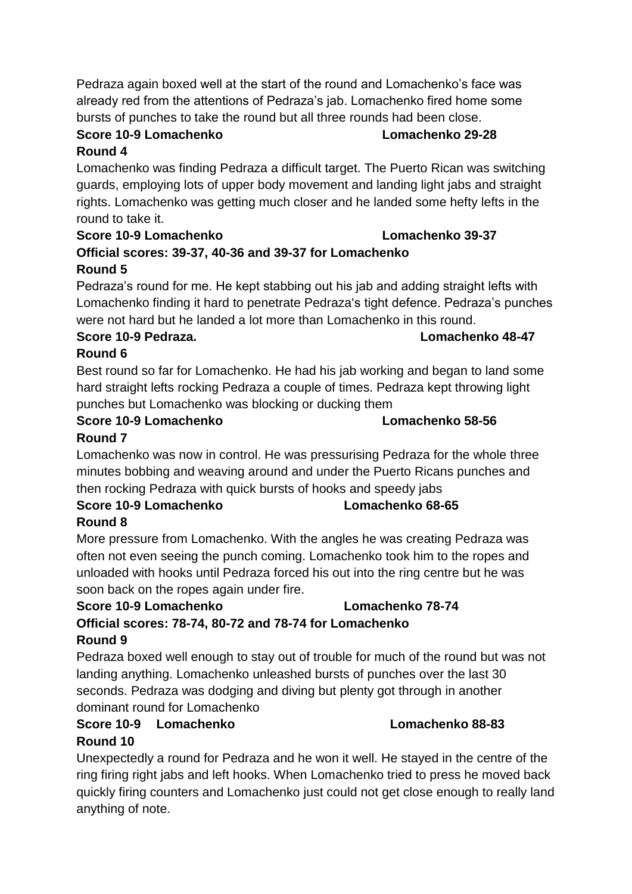Pedraza again boxed well at the start of the round and Lomachenko's face was already red from the attentions of Pedraza's jab. Lomachenko fired home some bursts of punches to take the round but all three rounds had been close.

**Score 10-9 Lomachenko                    Lomachenko 29-28**

**Round 4**

Lomachenko was finding Pedraza a difficult target. The Puerto Rican was switching guards, employing lots of upper body movement and landing light jabs and straight rights. Lomachenko was getting much closer and he landed some hefty lefts in the round to take it.

**Score 10-9 Lomachenko                    Lomachenko 39-37**

**Official scores: 39-37, 40-36 and 39-37 for Lomachenko**

**Round 5**

Pedraza's round for me. He kept stabbing out his jab and adding straight lefts with Lomachenko finding it hard to penetrate Pedraza's tight defence. Pedraza's punches were not hard but he landed a lot more than Lomachenko in this round.

**Score 10-9 Pedraza.                    Lomachenko 48-47**

**Round 6**

Best round so far for Lomachenko. He had his jab working and began to land some hard straight lefts rocking Pedraza a couple of times. Pedraza kept throwing light punches but Lomachenko was blocking or ducking them

**Score 10-9 Lomachenko                    Lomachenko 58-56**

**Round 7**

Lomachenko was now in control. He was pressurising Pedraza for the whole three minutes bobbing and weaving around and under the Puerto Ricans punches and then rocking Pedraza with quick bursts of hooks and speedy jabs

**Score 10-9 Lomachenko                    Lomachenko 68-65**

**Round 8**

More pressure from Lomachenko. With the angles he was creating Pedraza was often not even seeing the punch coming. Lomachenko took him to the ropes and unloaded with hooks until Pedraza forced his out into the ring centre but he was soon back on the ropes again under fire.

**Score 10-9 Lomachenko                    Lomachenko 78-74**

**Official scores: 78-74, 80-72 and 78-74 for Lomachenko**

**Round 9**

Pedraza boxed well enough to stay out of trouble for much of the round but was not landing anything. Lomachenko unleashed bursts of punches over the last 30 seconds. Pedraza was dodging and diving but plenty got through in another dominant round for Lomachenko

**Score 10-9    Lomachenko                    Lomachenko 88-83**

**Round 10**

Unexpectedly a round for Pedraza and he won it well. He stayed in the centre of the ring firing right jabs and left hooks. When Lomachenko tried to press he moved back quickly firing counters and Lomachenko just could not get close enough to really land anything of note.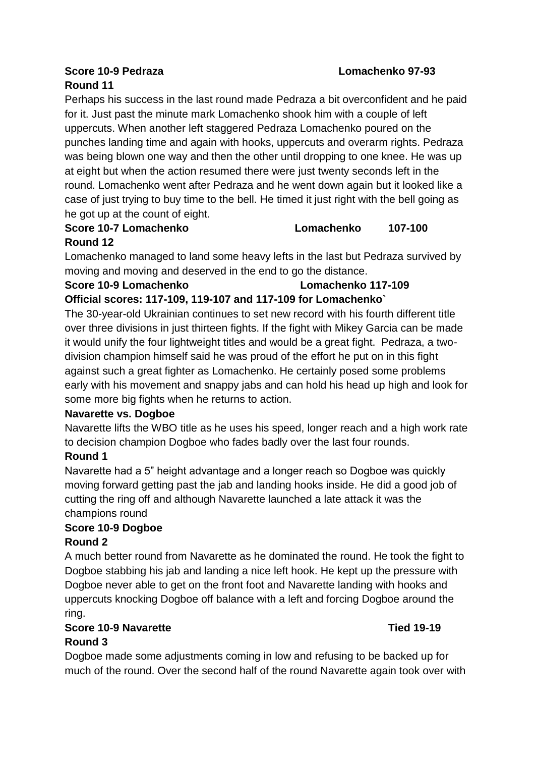**Score 10-9 Pedraza Lomachenko 97-93**

**Round 11**

Perhaps his success in the last round made Pedraza a bit overconfident and he paid for it. Just past the minute mark Lomachenko shook him with a couple of left uppercuts. When another left staggered Pedraza Lomachenko poured on the punches landing time and again with hooks, uppercuts and overarm rights. Pedraza was being blown one way and then the other until dropping to one knee. He was up at eight but when the action resumed there were just twenty seconds left in the round. Lomachenko went after Pedraza and he went down again but it looked like a case of just trying to buy time to the bell. He timed it just right with the bell going as he got up at the count of eight.

**Score 10-7 Lomachenko Lomachenko 107-100**

**Round 12**

Lomachenko managed to land some heavy lefts in the last but Pedraza survived by moving and moving and deserved in the end to go the distance.

**Score 10-9 Lomachenko Lomachenko 117-109**

**Official scores: 117-109, 119-107 and 117-109 for Lomachenko`**

The 30-year-old Ukrainian continues to set new record with his fourth different title over three divisions in just thirteen fights. If the fight with Mikey Garcia can be made it would unify the four lightweight titles and would be a great fight. Pedraza, a two-division champion himself said he was proud of the effort he put on in this fight against such a great fighter as Lomachenko. He certainly posed some problems early with his movement and snappy jabs and can hold his head up high and look for some more big fights when he returns to action.

**Navarette vs. Dogboe**

Navarette lifts the WBO title as he uses his speed, longer reach and a high work rate to decision champion Dogboe who fades badly over the last four rounds.

**Round 1**

Navarette had a 5" height advantage and a longer reach so Dogboe was quickly moving forward getting past the jab and landing hooks inside. He did a good job of cutting the ring off and although Navarette launched a late attack it was the champions round

**Score 10-9 Dogboe**

**Round 2**

A much better round from Navarette as he dominated the round. He took the fight to Dogboe stabbing his jab and landing a nice left hook. He kept up the pressure with Dogboe never able to get on the front foot and Navarette landing with hooks and uppercuts knocking Dogboe off balance with a left and forcing Dogboe around the ring.

**Score 10-9 Navarette Tied 19-19**

**Round 3**

Dogboe made some adjustments coming in low and refusing to be backed up for much of the round. Over the second half of the round Navarette again took over with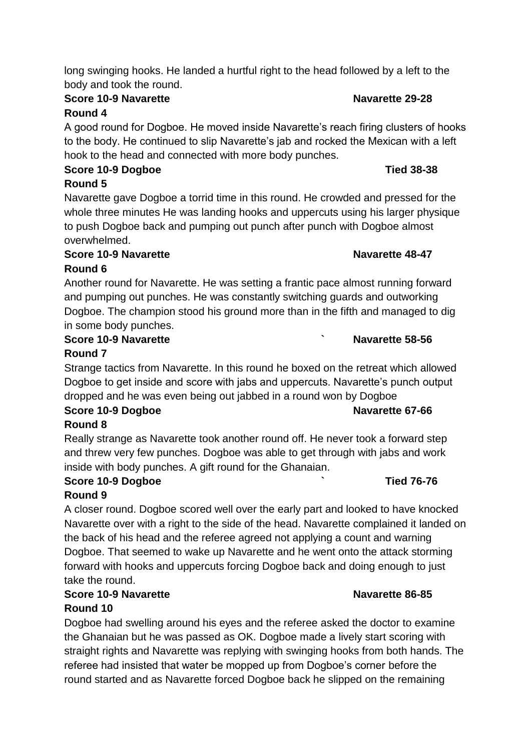long swinging hooks. He landed a hurtful right to the head followed by a left to the body and took the round.

**Score 10-9 Navarette** **Navarette 29-28**

**Round 4**

A good round for Dogboe. He moved inside Navarette's reach firing clusters of hooks to the body. He continued to slip Navarette's jab and rocked the Mexican with a left hook to the head and connected with more body punches.

**Score 10-9 Dogboe** **Tied 38-38**

**Round 5**

Navarette gave Dogboe a torrid time in this round. He crowded and pressed for the whole three minutes He was landing hooks and uppercuts using his larger physique to push Dogboe back and pumping out punch after punch with Dogboe almost overwhelmed.

**Score 10-9 Navarette** **Navarette 48-47**

**Round 6**

Another round for Navarette. He was setting a frantic pace almost running forward and pumping out punches. He was constantly switching guards and outworking Dogboe. The champion stood his ground more than in the fifth and managed to dig in some body punches.

**Score 10-9 Navarette** ` **Navarette 58-56**

**Round 7**

Strange tactics from Navarette. In this round he boxed on the retreat which allowed Dogboe to get inside and score with jabs and uppercuts. Navarette's punch output dropped and he was even being out jabbed in a round won by Dogboe

**Score 10-9 Dogboe** **Navarette 67-66**

**Round 8**

Really strange as Navarette took another round off. He never took a forward step and threw very few punches. Dogboe was able to get through with jabs and work inside with body punches. A gift round for the Ghanaian.

**Score 10-9 Dogboe** ` **Tied 76-76**

**Round 9**

A closer round. Dogboe scored well over the early part and looked to have knocked Navarette over with a right to the side of the head. Navarette complained it landed on the back of his head and the referee agreed not applying a count and warning Dogboe. That seemed to wake up Navarette and he went onto the attack storming forward with hooks and uppercuts forcing Dogboe back and doing enough to just take the round.

**Score 10-9 Navarette** **Navarette 86-85**

**Round 10**

Dogboe had swelling around his eyes and the referee asked the doctor to examine the Ghanaian but he was passed as OK. Dogboe made a lively start scoring with straight rights and Navarette was replying with swinging hooks from both hands. The referee had insisted that water be mopped up from Dogboe's corner before the round started and as Navarette forced Dogboe back he slipped on the remaining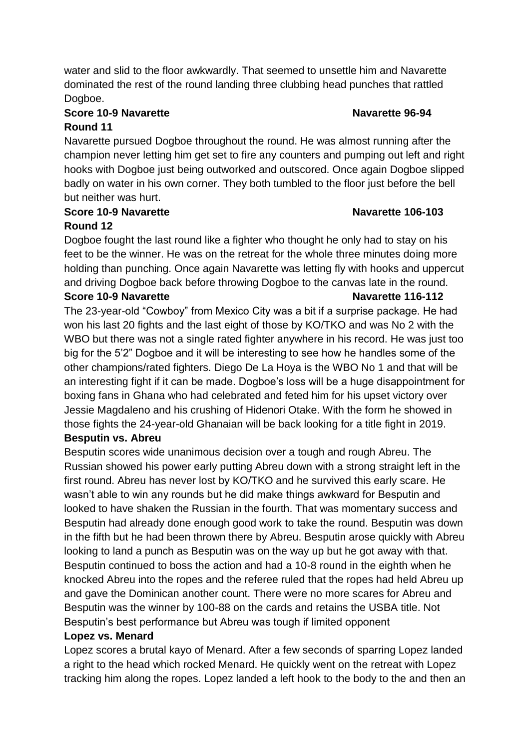water and slid to the floor awkwardly. That seemed to unsettle him and Navarette dominated the rest of the round landing three clubbing head punches that rattled Dogboe.

**Score 10-9 Navarette Navarette 96-94**

**Round 11**

Navarette pursued Dogboe throughout the round. He was almost running after the champion never letting him get set to fire any counters and pumping out left and right hooks with Dogboe just being outworked and outscored. Once again Dogboe slipped badly on water in his own corner. They both tumbled to the floor just before the bell but neither was hurt.

**Score 10-9 Navarette Navarette 106-103**

**Round 12**

Dogboe fought the last round like a fighter who thought he only had to stay on his feet to be the winner. He was on the retreat for the whole three minutes doing more holding than punching. Once again Navarette was letting fly with hooks and uppercut and driving Dogboe back before throwing Dogboe to the canvas late in the round.

**Score 10-9 Navarette Navarette 116-112**

The 23-year-old "Cowboy" from Mexico City was a bit if a surprise package. He had won his last 20 fights and the last eight of those by KO/TKO and was No 2 with the WBO but there was not a single rated fighter anywhere in his record. He was just too big for the 5'2" Dogboe and it will be interesting to see how he handles some of the other champions/rated fighters. Diego De La Hoya is the WBO No 1 and that will be an interesting fight if it can be made. Dogboe's loss will be a huge disappointment for boxing fans in Ghana who had celebrated and feted him for his upset victory over Jessie Magdaleno and his crushing of Hidenori Otake. With the form he showed in those fights the 24-year-old Ghanaian will be back looking for a title fight in 2019.

**Besputin vs. Abreu**

Besputin scores wide unanimous decision over a tough and rough Abreu. The Russian showed his power early putting Abreu down with a strong straight left in the first round. Abreu has never lost by KO/TKO and he survived this early scare. He wasn't able to win any rounds but he did make things awkward for Besputin and looked to have shaken the Russian in the fourth. That was momentary success and Besputin had already done enough good work to take the round. Besputin was down in the fifth but he had been thrown there by Abreu. Besputin arose quickly with Abreu looking to land a punch as Besputin was on the way up but he got away with that. Besputin continued to boss the action and had a 10-8 round in the eighth when he knocked Abreu into the ropes and the referee ruled that the ropes had held Abreu up and gave the Dominican another count. There were no more scares for Abreu and Besputin was the winner by 100-88 on the cards and retains the USBA title. Not Besputin's best performance but Abreu was tough if limited opponent

**Lopez vs. Menard**

Lopez scores a brutal kayo of Menard. After a few seconds of sparring Lopez landed a right to the head which rocked Menard. He quickly went on the retreat with Lopez tracking him along the ropes. Lopez landed a left hook to the body to the and then an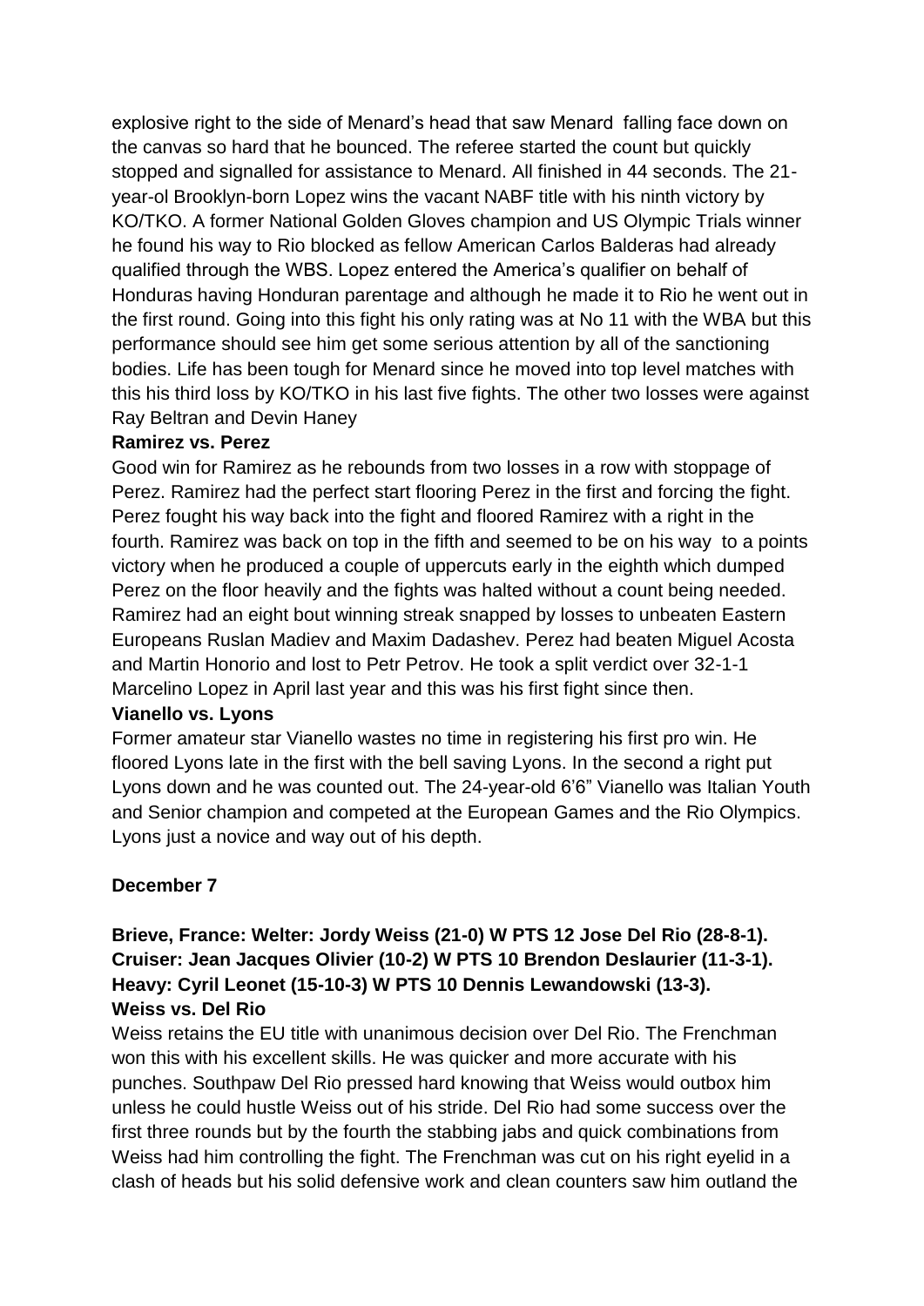explosive right to the side of Menard's head that saw Menard falling face down on the canvas so hard that he bounced. The referee started the count but quickly stopped and signalled for assistance to Menard. All finished in 44 seconds. The 21-year-ol Brooklyn-born Lopez wins the vacant NABF title with his ninth victory by KO/TKO. A former National Golden Gloves champion and US Olympic Trials winner he found his way to Rio blocked as fellow American Carlos Balderas had already qualified through the WBS. Lopez entered the America's qualifier on behalf of Honduras having Honduran parentage and although he made it to Rio he went out in the first round. Going into this fight his only rating was at No 11 with the WBA but this performance should see him get some serious attention by all of the sanctioning bodies. Life has been tough for Menard since he moved into top level matches with this his third loss by KO/TKO in his last five fights. The other two losses were against Ray Beltran and Devin Haney

**Ramirez vs. Perez**

Good win for Ramirez as he rebounds from two losses in a row with stoppage of Perez. Ramirez had the perfect start flooring Perez in the first and forcing the fight. Perez fought his way back into the fight and floored Ramirez with a right in the fourth. Ramirez was back on top in the fifth and seemed to be on his way to a points victory when he produced a couple of uppercuts early in the eighth which dumped Perez on the floor heavily and the fights was halted without a count being needed. Ramirez had an eight bout winning streak snapped by losses to unbeaten Eastern Europeans Ruslan Madiev and Maxim Dadashev. Perez had beaten Miguel Acosta and Martin Honorio and lost to Petr Petrov. He took a split verdict over 32-1-1 Marcelino Lopez in April last year and this was his first fight since then.

**Vianello vs. Lyons**

Former amateur star Vianello wastes no time in registering his first pro win. He floored Lyons late in the first with the bell saving Lyons. In the second a right put Lyons down and he was counted out. The 24-year-old 6'6" Vianello was Italian Youth and Senior champion and competed at the European Games and the Rio Olympics. Lyons just a novice and way out of his depth.

**December 7**

**Brieve, France: Welter: Jordy Weiss (21-0) W PTS 12 Jose Del Rio (28-8-1). Cruiser: Jean Jacques Olivier (10-2) W PTS 10 Brendon Deslaurier (11-3-1). Heavy: Cyril Leonet (15-10-3) W PTS 10 Dennis Lewandowski (13-3).**

**Weiss vs. Del Rio**

Weiss retains the EU title with unanimous decision over Del Rio. The Frenchman won this with his excellent skills. He was quicker and more accurate with his punches. Southpaw Del Rio pressed hard knowing that Weiss would outbox him unless he could hustle Weiss out of his stride. Del Rio had some success over the first three rounds but by the fourth the stabbing jabs and quick combinations from Weiss had him controlling the fight. The Frenchman was cut on his right eyelid in a clash of heads but his solid defensive work and clean counters saw him outland the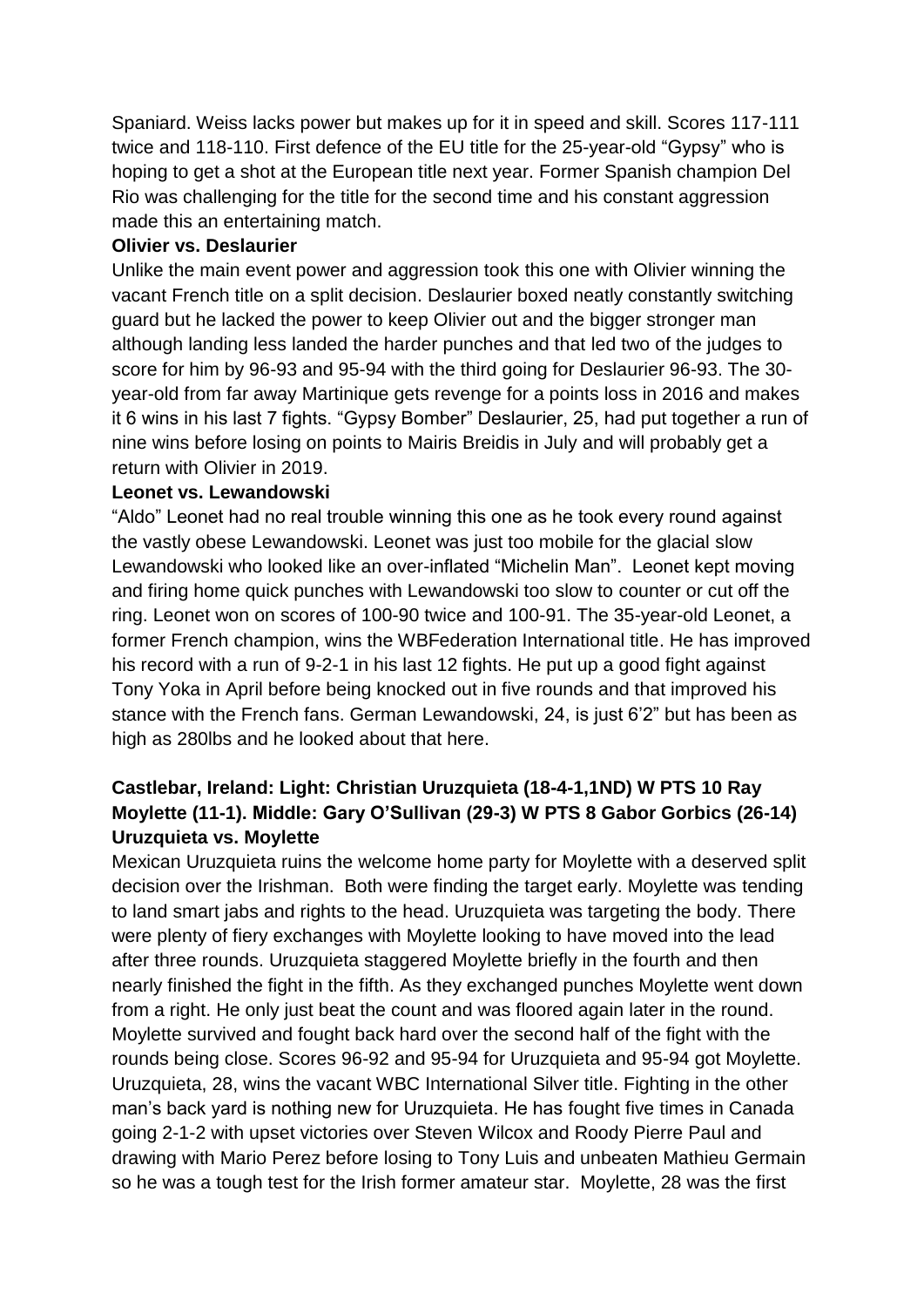Spaniard. Weiss lacks power but makes up for it in speed and skill. Scores 117-111 twice and 118-110. First defence of the EU title for the 25-year-old "Gypsy" who is hoping to get a shot at the European title next year. Former Spanish champion Del Rio was challenging for the title for the second time and his constant aggression made this an entertaining match.

**Olivier vs. Deslaurier**

Unlike the main event power and aggression took this one with Olivier winning the vacant French title on a split decision. Deslaurier boxed neatly constantly switching guard but he lacked the power to keep Olivier out and the bigger stronger man although landing less landed the harder punches and that led two of the judges to score for him by 96-93 and 95-94 with the third going for Deslaurier 96-93. The 30-year-old from far away Martinique gets revenge for a points loss in 2016 and makes it 6 wins in his last 7 fights. "Gypsy Bomber" Deslaurier, 25, had put together a run of nine wins before losing on points to Mairis Breidis in July and will probably get a return with Olivier in 2019.

**Leonet vs. Lewandowski**

"Aldo" Leonet had no real trouble winning this one as he took every round against the vastly obese Lewandowski. Leonet was just too mobile for the glacial slow Lewandowski who looked like an over-inflated "Michelin Man". Leonet kept moving and firing home quick punches with Lewandowski too slow to counter or cut off the ring. Leonet won on scores of 100-90 twice and 100-91. The 35-year-old Leonet, a former French champion, wins the WBFederation International title. He has improved his record with a run of 9-2-1 in his last 12 fights. He put up a good fight against Tony Yoka in April before being knocked out in five rounds and that improved his stance with the French fans. German Lewandowski, 24, is just 6'2" but has been as high as 280lbs and he looked about that here.

**Castlebar, Ireland: Light: Christian Uruzquieta (18-4-1,1ND) W PTS 10 Ray Moylette (11-1). Middle: Gary O'Sullivan (29-3) W PTS 8 Gabor Gorbics (26-14)**

**Uruzquieta vs. Moylette**

Mexican Uruzquieta ruins the welcome home party for Moylette with a deserved split decision over the Irishman. Both were finding the target early. Moylette was tending to land smart jabs and rights to the head. Uruzquieta was targeting the body. There were plenty of fiery exchanges with Moylette looking to have moved into the lead after three rounds. Uruzquieta staggered Moylette briefly in the fourth and then nearly finished the fight in the fifth. As they exchanged punches Moylette went down from a right. He only just beat the count and was floored again later in the round. Moylette survived and fought back hard over the second half of the fight with the rounds being close. Scores 96-92 and 95-94 for Uruzquieta and 95-94 got Moylette. Uruzquieta, 28, wins the vacant WBC International Silver title. Fighting in the other man's back yard is nothing new for Uruzquieta. He has fought five times in Canada going 2-1-2 with upset victories over Steven Wilcox and Roody Pierre Paul and drawing with Mario Perez before losing to Tony Luis and unbeaten Mathieu Germain so he was a tough test for the Irish former amateur star. Moylette, 28 was the first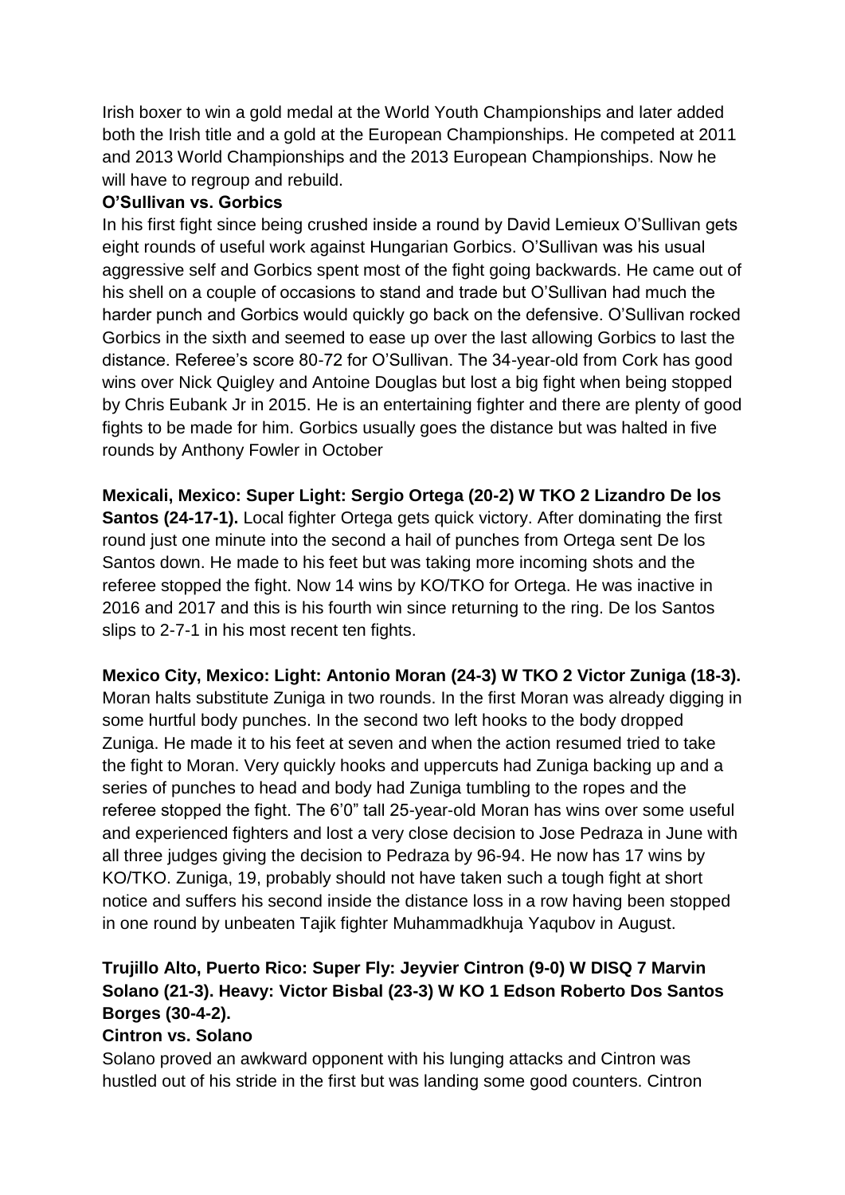Irish boxer to win a gold medal at the World Youth Championships and later added both the Irish title and a gold at the European Championships. He competed at 2011 and 2013 World Championships and the 2013 European Championships. Now he will have to regroup and rebuild.

**O'Sullivan vs. Gorbics**

In his first fight since being crushed inside a round by David Lemieux O'Sullivan gets eight rounds of useful work against Hungarian Gorbics. O'Sullivan was his usual aggressive self and Gorbics spent most of the fight going backwards. He came out of his shell on a couple of occasions to stand and trade but O'Sullivan had much the harder punch and Gorbics would quickly go back on the defensive. O'Sullivan rocked Gorbics in the sixth and seemed to ease up over the last allowing Gorbics to last the distance. Referee's score 80-72 for O'Sullivan. The 34-year-old from Cork has good wins over Nick Quigley and Antoine Douglas but lost a big fight when being stopped by Chris Eubank Jr in 2015. He is an entertaining fighter and there are plenty of good fights to be made for him. Gorbics usually goes the distance but was halted in five rounds by Anthony Fowler in October

**Mexicali, Mexico: Super Light: Sergio Ortega (20-2) W TKO 2 Lizandro De los Santos (24-17-1).** Local fighter Ortega gets quick victory. After dominating the first round just one minute into the second a hail of punches from Ortega sent De los Santos down. He made to his feet but was taking more incoming shots and the referee stopped the fight. Now 14 wins by KO/TKO for Ortega. He was inactive in 2016 and 2017 and this is his fourth win since returning to the ring. De los Santos slips to 2-7-1 in his most recent ten fights.

**Mexico City, Mexico: Light: Antonio Moran (24-3) W TKO 2 Victor Zuniga (18-3).** Moran halts substitute Zuniga in two rounds. In the first Moran was already digging in some hurtful body punches. In the second two left hooks to the body dropped Zuniga. He made it to his feet at seven and when the action resumed tried to take the fight to Moran. Very quickly hooks and uppercuts had Zuniga backing up and a series of punches to head and body had Zuniga tumbling to the ropes and the referee stopped the fight. The 6'0" tall 25-year-old Moran has wins over some useful and experienced fighters and lost a very close decision to Jose Pedraza in June with all three judges giving the decision to Pedraza by 96-94. He now has 17 wins by KO/TKO. Zuniga, 19, probably should not have taken such a tough fight at short notice and suffers his second inside the distance loss in a row having been stopped in one round by unbeaten Tajik fighter Muhammadkhuja Yaqubov in August.

**Trujillo Alto, Puerto Rico: Super Fly: Jeyvier Cintron (9-0) W DISQ 7 Marvin Solano (21-3). Heavy: Victor Bisbal (23-3) W KO 1 Edson Roberto Dos Santos Borges (30-4-2).**

**Cintron vs. Solano**

Solano proved an awkward opponent with his lunging attacks and Cintron was hustled out of his stride in the first but was landing some good counters. Cintron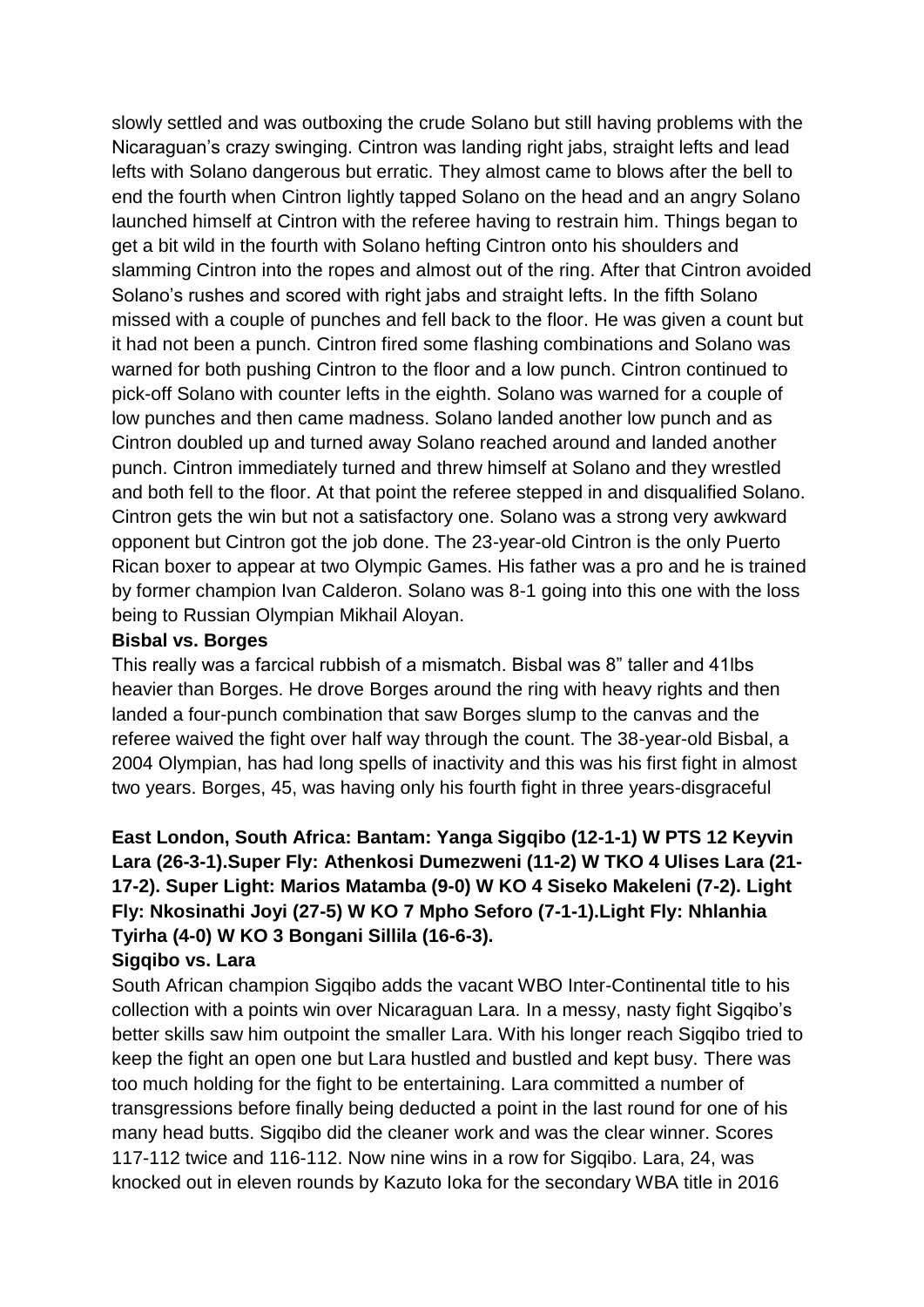slowly settled and was outboxing the crude Solano but still having problems with the Nicaraguan's crazy swinging. Cintron was landing right jabs, straight lefts and lead lefts with Solano dangerous but erratic. They almost came to blows after the bell to end the fourth when Cintron lightly tapped Solano on the head and an angry Solano launched himself at Cintron with the referee having to restrain him. Things began to get a bit wild in the fourth with Solano hefting Cintron onto his shoulders and slamming Cintron into the ropes and almost out of the ring. After that Cintron avoided Solano's rushes and scored with right jabs and straight lefts. In the fifth Solano missed with a couple of punches and fell back to the floor. He was given a count but it had not been a punch. Cintron fired some flashing combinations and Solano was warned for both pushing Cintron to the floor and a low punch. Cintron continued to pick-off Solano with counter lefts in the eighth. Solano was warned for a couple of low punches and then came madness. Solano landed another low punch and as Cintron doubled up and turned away Solano reached around and landed another punch. Cintron immediately turned and threw himself at Solano and they wrestled and both fell to the floor. At that point the referee stepped in and disqualified Solano. Cintron gets the win but not a satisfactory one. Solano was a strong very awkward opponent but Cintron got the job done. The 23-year-old Cintron is the only Puerto Rican boxer to appear at two Olympic Games. His father was a pro and he is trained by former champion Ivan Calderon. Solano was 8-1 going into this one with the loss being to Russian Olympian Mikhail Aloyan.

**Bisbal vs. Borges**

This really was a farcical rubbish of a mismatch. Bisbal was 8" taller and 41lbs heavier than Borges. He drove Borges around the ring with heavy rights and then landed a four-punch combination that saw Borges slump to the canvas and the referee waived the fight over half way through the count. The 38-year-old Bisbal, a 2004 Olympian, has had long spells of inactivity and this was his first fight in almost two years. Borges, 45, was having only his fourth fight in three years-disgraceful

**East London, South Africa: Bantam: Yanga Sigqibo (12-1-1) W PTS 12 Keyvin Lara (26-3-1).Super Fly: Athenkosi Dumezweni (11-2) W TKO 4 Ulises Lara (21-17-2). Super Light: Marios Matamba (9-0) W KO 4 Siseko Makeleni (7-2). Light Fly: Nkosinathi Joyi (27-5) W KO 7 Mpho Seforo (7-1-1).Light Fly: Nhlanhia Tyirha (4-0) W KO 3 Bongani Sillila (16-6-3).**

**Sigqibo vs. Lara**

South African champion Sigqibo adds the vacant WBO Inter-Continental title to his collection with a points win over Nicaraguan Lara. In a messy, nasty fight Sigqibo's better skills saw him outpoint the smaller Lara. With his longer reach Sigqibo tried to keep the fight an open one but Lara hustled and bustled and kept busy. There was too much holding for the fight to be entertaining. Lara committed a number of transgressions before finally being deducted a point in the last round for one of his many head butts. Sigqibo did the cleaner work and was the clear winner. Scores 117-112 twice and 116-112. Now nine wins in a row for Sigqibo. Lara, 24, was knocked out in eleven rounds by Kazuto Ioka for the secondary WBA title in 2016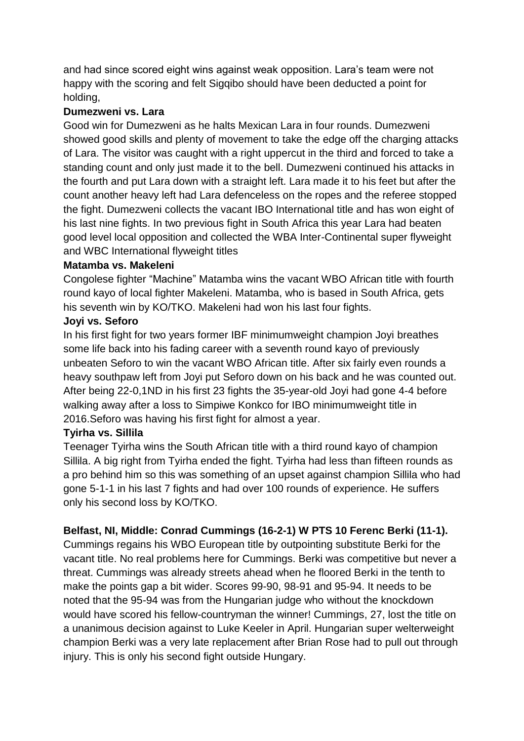and had since scored eight wins against weak opposition. Lara's team were not happy with the scoring and felt Sigqibo should have been deducted a point for holding,

**Dumezweni vs. Lara**

Good win for Dumezweni as he halts Mexican Lara in four rounds. Dumezweni showed good skills and plenty of movement to take the edge off the charging attacks of Lara. The visitor was caught with a right uppercut in the third and forced to take a standing count and only just made it to the bell. Dumezweni continued his attacks in the fourth and put Lara down with a straight left. Lara made it to his feet but after the count another heavy left had Lara defenceless on the ropes and the referee stopped the fight. Dumezweni collects the vacant IBO International title and has won eight of his last nine fights. In two previous fight in South Africa this year Lara had beaten good level local opposition and collected the WBA Inter-Continental super flyweight and WBC International flyweight titles

**Matamba vs. Makeleni**

Congolese fighter "Machine" Matamba wins the vacant WBO African title with fourth round kayo of local fighter Makeleni. Matamba, who is based in South Africa, gets his seventh win by KO/TKO. Makeleni had won his last four fights.

**Joyi vs. Seforo**

In his first fight for two years former IBF minimumweight champion Joyi breathes some life back into his fading career with a seventh round kayo of previously unbeaten Seforo to win the vacant WBO African title. After six fairly even rounds a heavy southpaw left from Joyi put Seforo down on his back and he was counted out. After being 22-0,1ND in his first 23 fights the 35-year-old Joyi had gone 4-4 before walking away after a loss to Simpiwe Konkco for IBO minimumweight title in 2016.Seforo was having his first fight for almost a year.

**Tyirha vs. Sillila**

Teenager Tyirha wins the South African title with a third round kayo of champion Sillila. A big right from Tyirha ended the fight. Tyirha had less than fifteen rounds as a pro behind him so this was something of an upset against champion Sillila who had gone 5-1-1 in his last 7 fights and had over 100 rounds of experience. He suffers only his second loss by KO/TKO.

**Belfast, NI, Middle: Conrad Cummings (16-2-1) W PTS 10 Ferenc Berki (11-1).**

Cummings regains his WBO European title by outpointing substitute Berki for the vacant title. No real problems here for Cummings. Berki was competitive but never a threat. Cummings was already streets ahead when he floored Berki in the tenth to make the points gap a bit wider. Scores 99-90, 98-91 and 95-94. It needs to be noted that the 95-94 was from the Hungarian judge who without the knockdown would have scored his fellow-countryman the winner! Cummings, 27, lost the title on a unanimous decision against to Luke Keeler in April. Hungarian super welterweight champion Berki was a very late replacement after Brian Rose had to pull out through injury. This is only his second fight outside Hungary.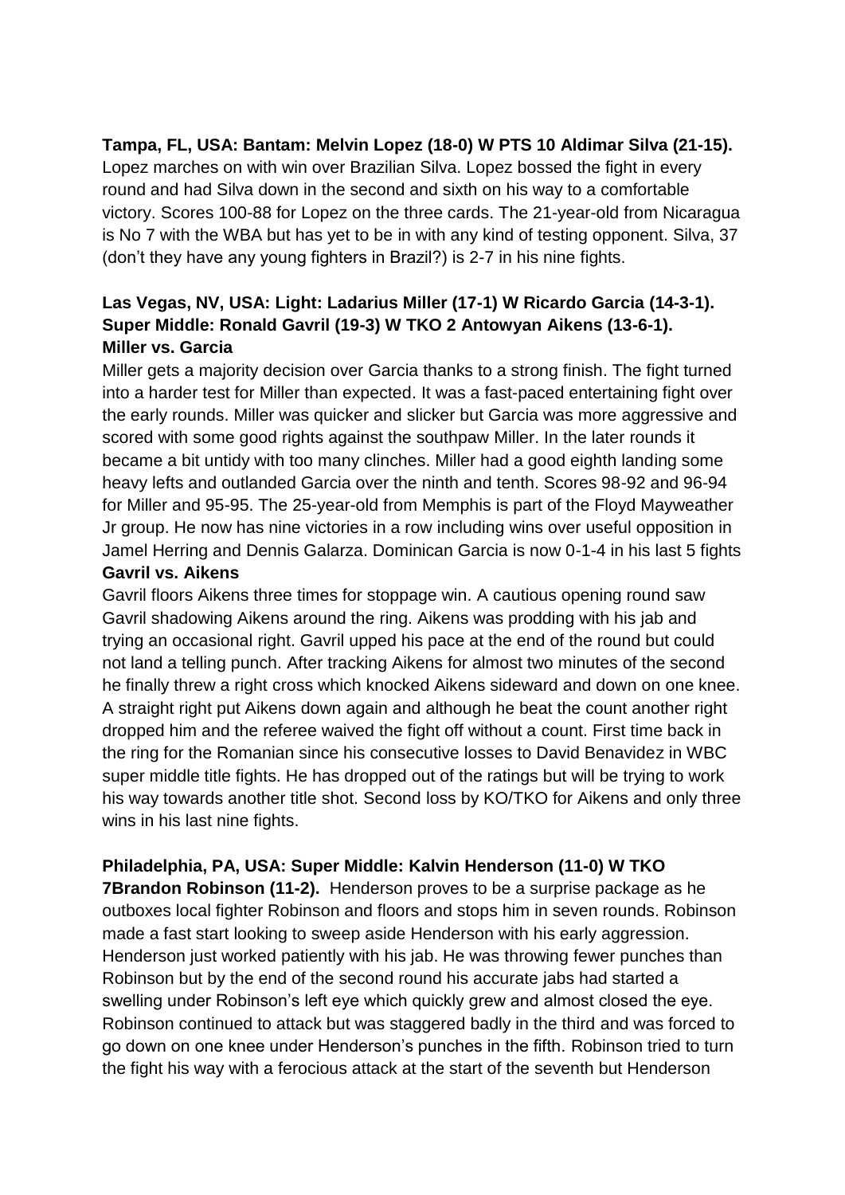**Tampa, FL, USA: Bantam: Melvin Lopez (18-0) W PTS 10 Aldimar Silva (21-15).**
Lopez marches on with win over Brazilian Silva. Lopez bossed the fight in every round and had Silva down in the second and sixth on his way to a comfortable victory. Scores 100-88 for Lopez on the three cards. The 21-year-old from Nicaragua is No 7 with the WBA but has yet to be in with any kind of testing opponent. Silva, 37 (don't they have any young fighters in Brazil?) is 2-7 in his nine fights.

**Las Vegas, NV, USA: Light: Ladarius Miller (17-1) W Ricardo Garcia (14-3-1). Super Middle: Ronald Gavril (19-3) W TKO 2 Antowyan Aikens (13-6-1).**
**Miller vs. Garcia**
Miller gets a majority decision over Garcia thanks to a strong finish. The fight turned into a harder test for Miller than expected. It was a fast-paced entertaining fight over the early rounds. Miller was quicker and slicker but Garcia was more aggressive and scored with some good rights against the southpaw Miller. In the later rounds it became a bit untidy with too many clinches. Miller had a good eighth landing some heavy lefts and outlanded Garcia over the ninth and tenth. Scores 98-92 and 96-94 for Miller and 95-95. The 25-year-old from Memphis is part of the Floyd Mayweather Jr group. He now has nine victories in a row including wins over useful opposition in Jamel Herring and Dennis Galarza. Dominican Garcia is now 0-1-4 in his last 5 fights
**Gavril vs. Aikens**
Gavril floors Aikens three times for stoppage win. A cautious opening round saw Gavril shadowing Aikens around the ring. Aikens was prodding with his jab and trying an occasional right. Gavril upped his pace at the end of the round but could not land a telling punch. After tracking Aikens for almost two minutes of the second he finally threw a right cross which knocked Aikens sideward and down on one knee. A straight right put Aikens down again and although he beat the count another right dropped him and the referee waived the fight off without a count. First time back in the ring for the Romanian since his consecutive losses to David Benavidez in WBC super middle title fights. He has dropped out of the ratings but will be trying to work his way towards another title shot. Second loss by KO/TKO for Aikens and only three wins in his last nine fights.

**Philadelphia, PA, USA: Super Middle: Kalvin Henderson (11-0) W TKO 7Brandon Robinson (11-2).** Henderson proves to be a surprise package as he outboxes local fighter Robinson and floors and stops him in seven rounds. Robinson made a fast start looking to sweep aside Henderson with his early aggression. Henderson just worked patiently with his jab. He was throwing fewer punches than Robinson but by the end of the second round his accurate jabs had started a swelling under Robinson's left eye which quickly grew and almost closed the eye. Robinson continued to attack but was staggered badly in the third and was forced to go down on one knee under Henderson's punches in the fifth. Robinson tried to turn the fight his way with a ferocious attack at the start of the seventh but Henderson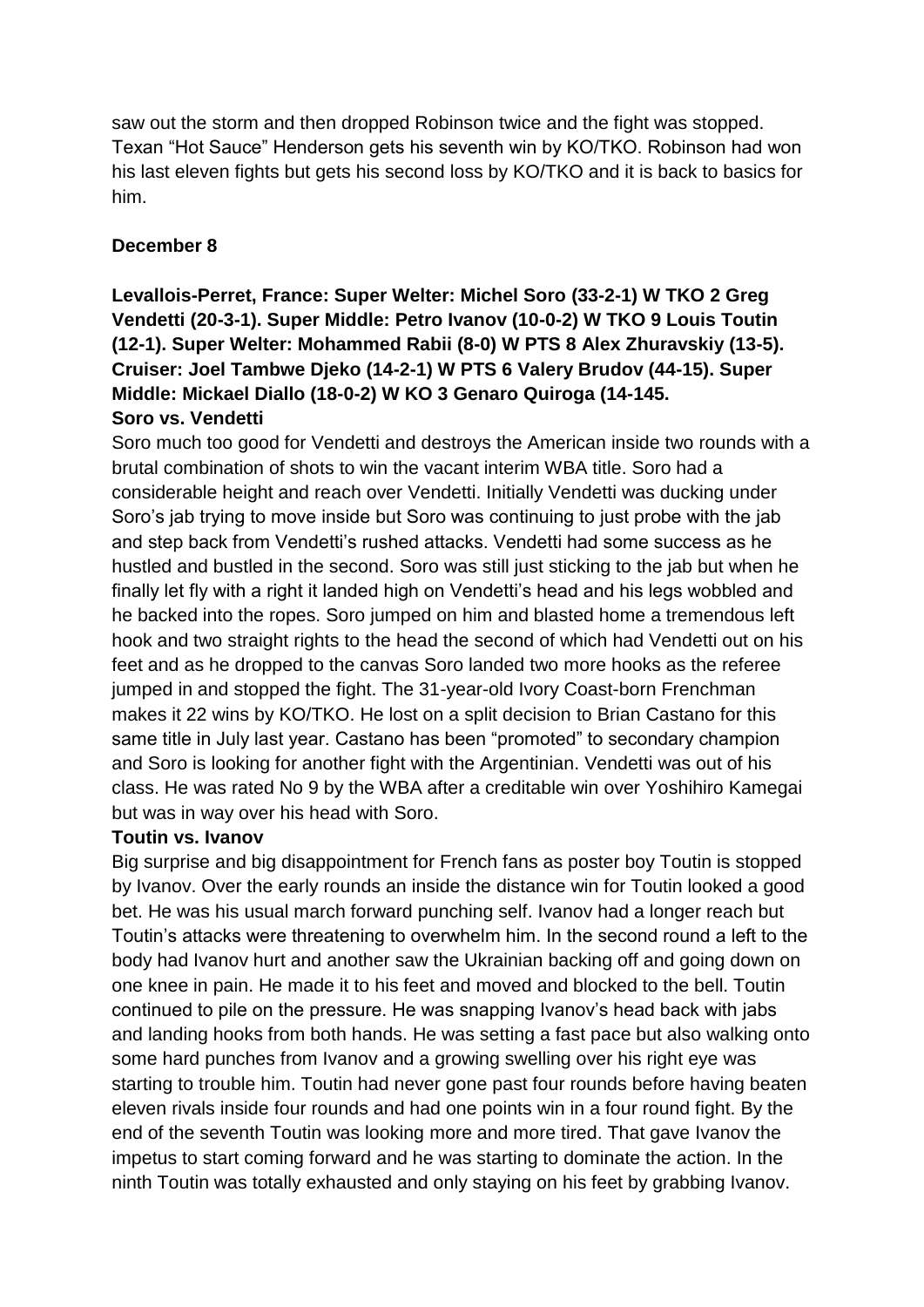saw out the storm and then dropped Robinson twice and the fight was stopped. Texan "Hot Sauce" Henderson gets his seventh win by KO/TKO. Robinson had won his last eleven fights but gets his second loss by KO/TKO and it is back to basics for him.

**December 8**

**Levallois-Perret, France: Super Welter: Michel Soro (33-2-1) W TKO 2 Greg Vendetti (20-3-1). Super Middle: Petro Ivanov (10-0-2) W TKO 9 Louis Toutin (12-1). Super Welter: Mohammed Rabii (8-0) W PTS 8 Alex Zhuravskiy (13-5). Cruiser: Joel Tambwe Djeko (14-2-1) W PTS 6 Valery Brudov (44-15). Super Middle: Mickael Diallo (18-0-2) W KO 3 Genaro Quiroga (14-145.**

**Soro vs. Vendetti**

Soro much too good for Vendetti and destroys the American inside two rounds with a brutal combination of shots to win the vacant interim WBA title. Soro had a considerable height and reach over Vendetti. Initially Vendetti was ducking under Soro's jab trying to move inside but Soro was continuing to just probe with the jab and step back from Vendetti's rushed attacks. Vendetti had some success as he hustled and bustled in the second. Soro was still just sticking to the jab but when he finally let fly with a right it landed high on Vendetti's head and his legs wobbled and he backed into the ropes. Soro jumped on him and blasted home a tremendous left hook and two straight rights to the head the second of which had Vendetti out on his feet and as he dropped to the canvas Soro landed two more hooks as the referee jumped in and stopped the fight. The 31-year-old Ivory Coast-born Frenchman makes it 22 wins by KO/TKO. He lost on a split decision to Brian Castano for this same title in July last year. Castano has been "promoted" to secondary champion and Soro is looking for another fight with the Argentinian. Vendetti was out of his class. He was rated No 9 by the WBA after a creditable win over Yoshihiro Kamegai but was in way over his head with Soro.

**Toutin vs. Ivanov**

Big surprise and big disappointment for French fans as poster boy Toutin is stopped by Ivanov. Over the early rounds an inside the distance win for Toutin looked a good bet. He was his usual march forward punching self. Ivanov had a longer reach but Toutin's attacks were threatening to overwhelm him. In the second round a left to the body had Ivanov hurt and another saw the Ukrainian backing off and going down on one knee in pain. He made it to his feet and moved and blocked to the bell. Toutin continued to pile on the pressure. He was snapping Ivanov's head back with jabs and landing hooks from both hands. He was setting a fast pace but also walking onto some hard punches from Ivanov and a growing swelling over his right eye was starting to trouble him. Toutin had never gone past four rounds before having beaten eleven rivals inside four rounds and had one points win in a four round fight. By the end of the seventh Toutin was looking more and more tired. That gave Ivanov the impetus to start coming forward and he was starting to dominate the action. In the ninth Toutin was totally exhausted and only staying on his feet by grabbing Ivanov.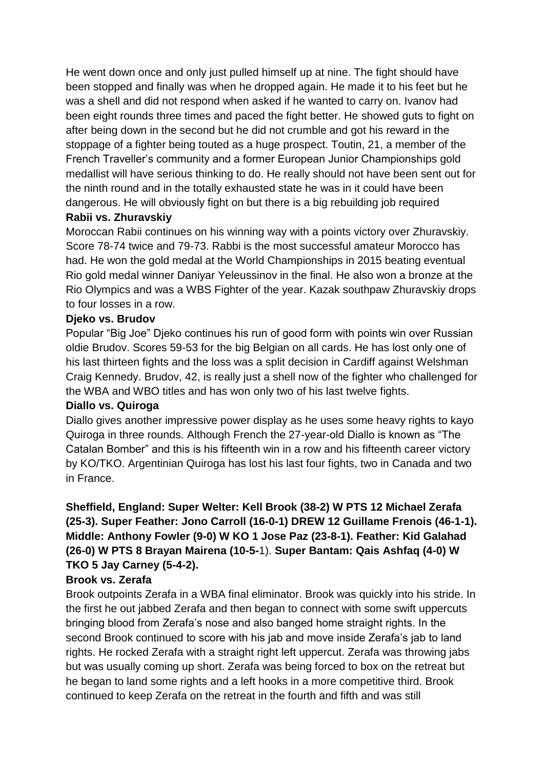He went down once and only just pulled himself up at nine. The fight should have been stopped and finally was when he dropped again. He made it to his feet but he was a shell and did not respond when asked if he wanted to carry on. Ivanov had been eight rounds three times and paced the fight better. He showed guts to fight on after being down in the second but he did not crumble and got his reward in the stoppage of a fighter being touted as a huge prospect. Toutin, 21, a member of the French Traveller's community and a former European Junior Championships gold medallist will have serious thinking to do. He really should not have been sent out for the ninth round and in the totally exhausted state he was in it could have been dangerous. He will obviously fight on but there is a big rebuilding job required

**Rabii vs. Zhuravskiy**

Moroccan Rabii continues on his winning way with a points victory over Zhuravskiy. Score 78-74 twice and 79-73. Rabbi is the most successful amateur Morocco has had. He won the gold medal at the World Championships in 2015 beating eventual Rio gold medal winner Daniyar Yeleussinov in the final. He also won a bronze at the Rio Olympics and was a WBS Fighter of the year. Kazak southpaw Zhuravskiy drops to four losses in a row.

**Djeko vs. Brudov**

Popular "Big Joe" Djeko continues his run of good form with points win over Russian oldie Brudov. Scores 59-53 for the big Belgian on all cards. He has lost only one of his last thirteen fights and the loss was a split decision in Cardiff against Welshman Craig Kennedy. Brudov, 42, is really just a shell now of the fighter who challenged for the WBA and WBO titles and has won only two of his last twelve fights.

**Diallo vs. Quiroga**

Diallo gives another impressive power display as he uses some heavy rights to kayo Quiroga in three rounds. Although French the 27-year-old Diallo is known as "The Catalan Bomber" and this is his fifteenth win in a row and his fifteenth career victory by KO/TKO. Argentinian Quiroga has lost his last four fights, two in Canada and two in France.

**Sheffield, England: Super Welter: Kell Brook (38-2) W PTS 12 Michael Zerafa (25-3). Super Feather: Jono Carroll (16-0-1) DREW 12 Guillame Frenois (46-1-1). Middle: Anthony Fowler (9-0) W KO 1 Jose Paz (23-8-1). Feather: Kid Galahad (26-0) W PTS 8 Brayan Mairena (10-5-**1). **Super Bantam: Qais Ashfaq (4-0) W TKO 5 Jay Carney (5-4-2).**

**Brook vs. Zerafa**

Brook outpoints Zerafa in a WBA final eliminator. Brook was quickly into his stride. In the first he out jabbed Zerafa and then began to connect with some swift uppercuts bringing blood from Zerafa's nose and also banged home straight rights. In the second Brook continued to score with his jab and move inside Zerafa's jab to land rights. He rocked Zerafa with a straight right left uppercut. Zerafa was throwing jabs but was usually coming up short. Zerafa was being forced to box on the retreat but he began to land some rights and a left hooks in a more competitive third. Brook continued to keep Zerafa on the retreat in the fourth and fifth and was still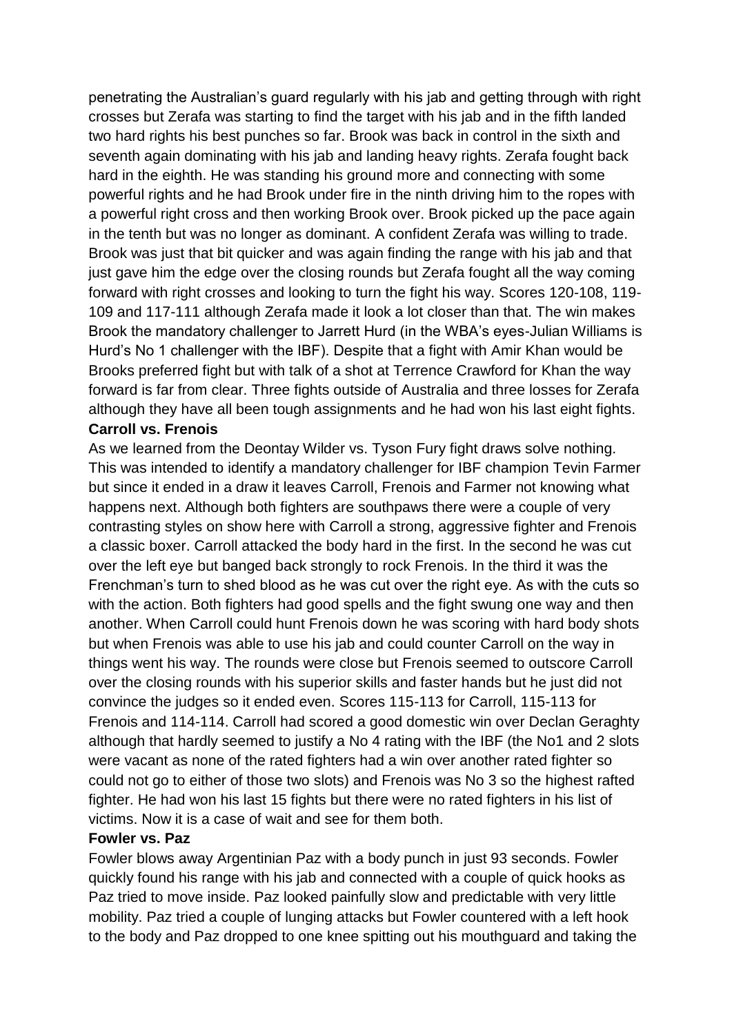penetrating the Australian's guard regularly with his jab and getting through with right crosses but Zerafa was starting to find the target with his jab and in the fifth landed two hard rights his best punches so far. Brook was back in control in the sixth and seventh again dominating with his jab and landing heavy rights. Zerafa fought back hard in the eighth. He was standing his ground more and connecting with some powerful rights and he had Brook under fire in the ninth driving him to the ropes with a powerful right cross and then working Brook over. Brook picked up the pace again in the tenth but was no longer as dominant. A confident Zerafa was willing to trade. Brook was just that bit quicker and was again finding the range with his jab and that just gave him the edge over the closing rounds but Zerafa fought all the way coming forward with right crosses and looking to turn the fight his way. Scores 120-108, 119-109 and 117-111 although Zerafa made it look a lot closer than that. The win makes Brook the mandatory challenger to Jarrett Hurd (in the WBA's eyes-Julian Williams is Hurd's No 1 challenger with the IBF). Despite that a fight with Amir Khan would be Brooks preferred fight but with talk of a shot at Terrence Crawford for Khan the way forward is far from clear. Three fights outside of Australia and three losses for Zerafa although they have all been tough assignments and he had won his last eight fights.

**Carroll vs. Frenois**

As we learned from the Deontay Wilder vs. Tyson Fury fight draws solve nothing. This was intended to identify a mandatory challenger for IBF champion Tevin Farmer but since it ended in a draw it leaves Carroll, Frenois and Farmer not knowing what happens next. Although both fighters are southpaws there were a couple of very contrasting styles on show here with Carroll a strong, aggressive fighter and Frenois a classic boxer. Carroll attacked the body hard in the first. In the second he was cut over the left eye but banged back strongly to rock Frenois. In the third it was the Frenchman's turn to shed blood as he was cut over the right eye. As with the cuts so with the action. Both fighters had good spells and the fight swung one way and then another. When Carroll could hunt Frenois down he was scoring with hard body shots but when Frenois was able to use his jab and could counter Carroll on the way in things went his way. The rounds were close but Frenois seemed to outscore Carroll over the closing rounds with his superior skills and faster hands but he just did not convince the judges so it ended even. Scores 115-113 for Carroll, 115-113 for Frenois and 114-114. Carroll had scored a good domestic win over Declan Geraghty although that hardly seemed to justify a No 4 rating with the IBF (the No1 and 2 slots were vacant as none of the rated fighters had a win over another rated fighter so could not go to either of those two slots) and Frenois was No 3 so the highest rafted fighter. He had won his last 15 fights but there were no rated fighters in his list of victims. Now it is a case of wait and see for them both.

**Fowler vs. Paz**

Fowler blows away Argentinian Paz with a body punch in just 93 seconds. Fowler quickly found his range with his jab and connected with a couple of quick hooks as Paz tried to move inside. Paz looked painfully slow and predictable with very little mobility. Paz tried a couple of lunging attacks but Fowler countered with a left hook to the body and Paz dropped to one knee spitting out his mouthguard and taking the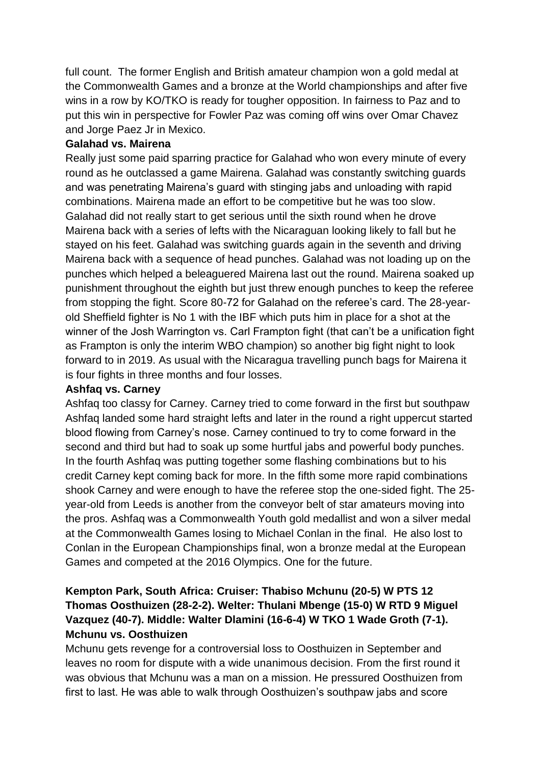full count. The former English and British amateur champion won a gold medal at the Commonwealth Games and a bronze at the World championships and after five wins in a row by KO/TKO is ready for tougher opposition. In fairness to Paz and to put this win in perspective for Fowler Paz was coming off wins over Omar Chavez and Jorge Paez Jr in Mexico.

**Galahad vs. Mairena**

Really just some paid sparring practice for Galahad who won every minute of every round as he outclassed a game Mairena. Galahad was constantly switching guards and was penetrating Mairena's guard with stinging jabs and unloading with rapid combinations. Mairena made an effort to be competitive but he was too slow. Galahad did not really start to get serious until the sixth round when he drove Mairena back with a series of lefts with the Nicaraguan looking likely to fall but he stayed on his feet. Galahad was switching guards again in the seventh and driving Mairena back with a sequence of head punches. Galahad was not loading up on the punches which helped a beleaguered Mairena last out the round. Mairena soaked up punishment throughout the eighth but just threw enough punches to keep the referee from stopping the fight. Score 80-72 for Galahad on the referee's card. The 28-year-old Sheffield fighter is No 1 with the IBF which puts him in place for a shot at the winner of the Josh Warrington vs. Carl Frampton fight (that can't be a unification fight as Frampton is only the interim WBO champion) so another big fight night to look forward to in 2019. As usual with the Nicaragua travelling punch bags for Mairena it is four fights in three months and four losses.

**Ashfaq vs. Carney**

Ashfaq too classy for Carney. Carney tried to come forward in the first but southpaw Ashfaq landed some hard straight lefts and later in the round a right uppercut started blood flowing from Carney's nose. Carney continued to try to come forward in the second and third but had to soak up some hurtful jabs and powerful body punches. In the fourth Ashfaq was putting together some flashing combinations but to his credit Carney kept coming back for more. In the fifth some more rapid combinations shook Carney and were enough to have the referee stop the one-sided fight. The 25-year-old from Leeds is another from the conveyor belt of star amateurs moving into the pros. Ashfaq was a Commonwealth Youth gold medallist and won a silver medal at the Commonwealth Games losing to Michael Conlan in the final. He also lost to Conlan in the European Championships final, won a bronze medal at the European Games and competed at the 2016 Olympics. One for the future.

**Kempton Park, South Africa: Cruiser: Thabiso Mchunu (20-5) W PTS 12 Thomas Oosthuizen (28-2-2). Welter: Thulani Mbenge (15-0) W RTD 9 Miguel Vazquez (40-7). Middle: Walter Dlamini (16-6-4) W TKO 1 Wade Groth (7-1).**

**Mchunu vs. Oosthuizen**

Mchunu gets revenge for a controversial loss to Oosthuizen in September and leaves no room for dispute with a wide unanimous decision. From the first round it was obvious that Mchunu was a man on a mission. He pressured Oosthuizen from first to last. He was able to walk through Oosthuizen's southpaw jabs and score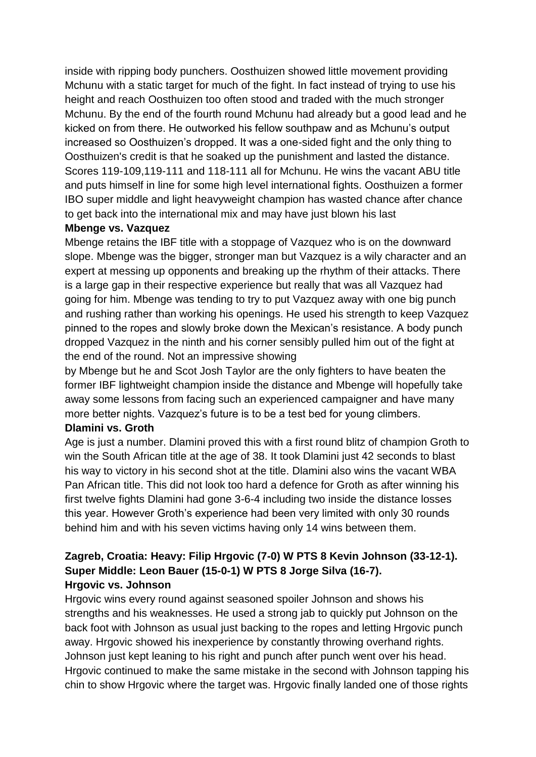inside with ripping body punchers. Oosthuizen showed little movement providing Mchunu with a static target for much of the fight. In fact instead of trying to use his height and reach Oosthuizen too often stood and traded with the much stronger Mchunu. By the end of the fourth round Mchunu had already but a good lead and he kicked on from there. He outworked his fellow southpaw and as Mchunu's output increased so Oosthuizen's dropped. It was a one-sided fight and the only thing to Oosthuizen's credit is that he soaked up the punishment and lasted the distance. Scores 119-109,119-111 and 118-111 all for Mchunu. He wins the vacant ABU title and puts himself in line for some high level international fights. Oosthuizen a former IBO super middle and light heavyweight champion has wasted chance after chance to get back into the international mix and may have just blown his last

**Mbenge vs. Vazquez**

Mbenge retains the IBF title with a stoppage of Vazquez who is on the downward slope. Mbenge was the bigger, stronger man but Vazquez is a wily character and an expert at messing up opponents and breaking up the rhythm of their attacks. There is a large gap in their respective experience but really that was all Vazquez had going for him. Mbenge was tending to try to put Vazquez away with one big punch and rushing rather than working his openings. He used his strength to keep Vazquez pinned to the ropes and slowly broke down the Mexican's resistance. A body punch dropped Vazquez in the ninth and his corner sensibly pulled him out of the fight at the end of the round. Not an impressive showing by Mbenge but he and Scot Josh Taylor are the only fighters to have beaten the former IBF lightweight champion inside the distance and Mbenge will hopefully take away some lessons from facing such an experienced campaigner and have many more better nights. Vazquez's future is to be a test bed for young climbers.

**Dlamini vs. Groth**

Age is just a number. Dlamini proved this with a first round blitz of champion Groth to win the South African title at the age of 38. It took Dlamini just 42 seconds to blast his way to victory in his second shot at the title. Dlamini also wins the vacant WBA Pan African title. This did not look too hard a defence for Groth as after winning his first twelve fights Dlamini had gone 3-6-4 including two inside the distance losses this year. However Groth's experience had been very limited with only 30 rounds behind him and with his seven victims having only 14 wins between them.

**Zagreb, Croatia: Heavy: Filip Hrgovic (7-0) W PTS 8 Kevin Johnson (33-12-1). Super Middle: Leon Bauer (15-0-1) W PTS 8 Jorge Silva (16-7).**

**Hrgovic vs. Johnson**

Hrgovic wins every round against seasoned spoiler Johnson and shows his strengths and his weaknesses. He used a strong jab to quickly put Johnson on the back foot with Johnson as usual just backing to the ropes and letting Hrgovic punch away. Hrgovic showed his inexperience by constantly throwing overhand rights. Johnson just kept leaning to his right and punch after punch went over his head. Hrgovic continued to make the same mistake in the second with Johnson tapping his chin to show Hrgovic where the target was. Hrgovic finally landed one of those rights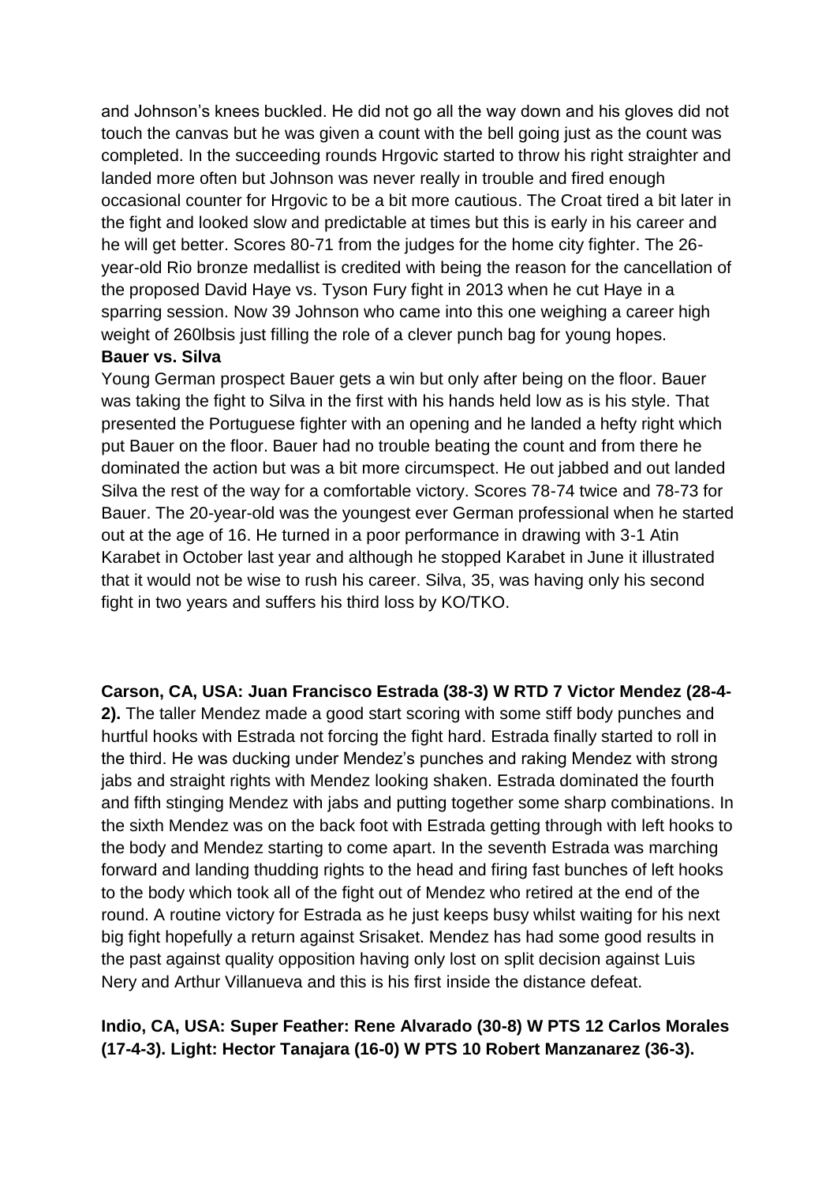and Johnson's knees buckled. He did not go all the way down and his gloves did not touch the canvas but he was given a count with the bell going just as the count was completed. In the succeeding rounds Hrgovic started to throw his right straighter and landed more often but Johnson was never really in trouble and fired enough occasional counter for Hrgovic to be a bit more cautious. The Croat tired a bit later in the fight and looked slow and predictable at times but this is early in his career and he will get better. Scores 80-71 from the judges for the home city fighter. The 26-year-old Rio bronze medallist is credited with being the reason for the cancellation of the proposed David Haye vs. Tyson Fury fight in 2013 when he cut Haye in a sparring session. Now 39 Johnson who came into this one weighing a career high weight of 260lbsis just filling the role of a clever punch bag for young hopes.

**Bauer vs. Silva**

Young German prospect Bauer gets a win but only after being on the floor. Bauer was taking the fight to Silva in the first with his hands held low as is his style. That presented the Portuguese fighter with an opening and he landed a hefty right which put Bauer on the floor. Bauer had no trouble beating the count and from there he dominated the action but was a bit more circumspect. He out jabbed and out landed Silva the rest of the way for a comfortable victory. Scores 78-74 twice and 78-73 for Bauer. The 20-year-old was the youngest ever German professional when he started out at the age of 16. He turned in a poor performance in drawing with 3-1 Atin Karabet in October last year and although he stopped Karabet in June it illustrated that it would not be wise to rush his career. Silva, 35, was having only his second fight in two years and suffers his third loss by KO/TKO.

**Carson, CA, USA: Juan Francisco Estrada (38-3) W RTD 7 Victor Mendez (28-4-2).** The taller Mendez made a good start scoring with some stiff body punches and hurtful hooks with Estrada not forcing the fight hard. Estrada finally started to roll in the third. He was ducking under Mendez's punches and raking Mendez with strong jabs and straight rights with Mendez looking shaken. Estrada dominated the fourth and fifth stinging Mendez with jabs and putting together some sharp combinations. In the sixth Mendez was on the back foot with Estrada getting through with left hooks to the body and Mendez starting to come apart. In the seventh Estrada was marching forward and landing thudding rights to the head and firing fast bunches of left hooks to the body which took all of the fight out of Mendez who retired at the end of the round. A routine victory for Estrada as he just keeps busy whilst waiting for his next big fight hopefully a return against Srisaket. Mendez has had some good results in the past against quality opposition having only lost on split decision against Luis Nery and Arthur Villanueva and this is his first inside the distance defeat.

**Indio, CA, USA: Super Feather: Rene Alvarado (30-8) W PTS 12 Carlos Morales (17-4-3). Light: Hector Tanajara (16-0) W PTS 10 Robert Manzanarez (36-3).**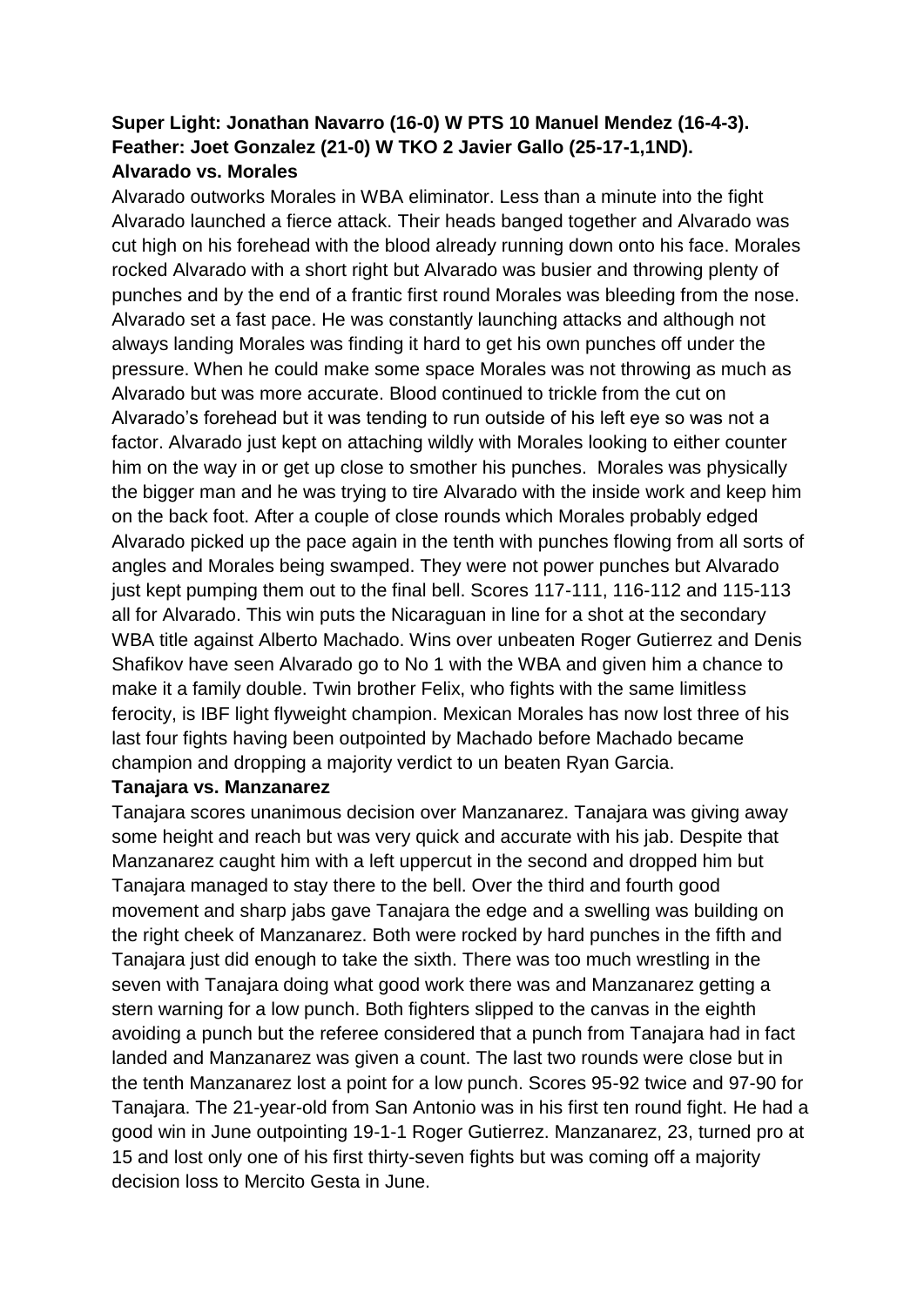**Super Light: Jonathan Navarro (16-0) W PTS 10 Manuel Mendez (16-4-3).**
**Feather: Joet Gonzalez (21-0) W TKO 2 Javier Gallo (25-17-1,1ND).**
**Alvarado vs. Morales**

Alvarado outworks Morales in WBA eliminator. Less than a minute into the fight Alvarado launched a fierce attack. Their heads banged together and Alvarado was cut high on his forehead with the blood already running down onto his face. Morales rocked Alvarado with a short right but Alvarado was busier and throwing plenty of punches and by the end of a frantic first round Morales was bleeding from the nose. Alvarado set a fast pace. He was constantly launching attacks and although not always landing Morales was finding it hard to get his own punches off under the pressure. When he could make some space Morales was not throwing as much as Alvarado but was more accurate. Blood continued to trickle from the cut on Alvarado's forehead but it was tending to run outside of his left eye so was not a factor. Alvarado just kept on attaching wildly with Morales looking to either counter him on the way in or get up close to smother his punches. Morales was physically the bigger man and he was trying to tire Alvarado with the inside work and keep him on the back foot. After a couple of close rounds which Morales probably edged Alvarado picked up the pace again in the tenth with punches flowing from all sorts of angles and Morales being swamped. They were not power punches but Alvarado just kept pumping them out to the final bell. Scores 117-111, 116-112 and 115-113 all for Alvarado. This win puts the Nicaraguan in line for a shot at the secondary WBA title against Alberto Machado. Wins over unbeaten Roger Gutierrez and Denis Shafikov have seen Alvarado go to No 1 with the WBA and given him a chance to make it a family double. Twin brother Felix, who fights with the same limitless ferocity, is IBF light flyweight champion. Mexican Morales has now lost three of his last four fights having been outpointed by Machado before Machado became champion and dropping a majority verdict to un beaten Ryan Garcia.

**Tanajara vs. Manzanarez**

Tanajara scores unanimous decision over Manzanarez. Tanajara was giving away some height and reach but was very quick and accurate with his jab. Despite that Manzanarez caught him with a left uppercut in the second and dropped him but Tanajara managed to stay there to the bell. Over the third and fourth good movement and sharp jabs gave Tanajara the edge and a swelling was building on the right cheek of Manzanarez. Both were rocked by hard punches in the fifth and Tanajara just did enough to take the sixth. There was too much wrestling in the seven with Tanajara doing what good work there was and Manzanarez getting a stern warning for a low punch. Both fighters slipped to the canvas in the eighth avoiding a punch but the referee considered that a punch from Tanajara had in fact landed and Manzanarez was given a count. The last two rounds were close but in the tenth Manzanarez lost a point for a low punch. Scores 95-92 twice and 97-90 for Tanajara. The 21-year-old from San Antonio was in his first ten round fight. He had a good win in June outpointing 19-1-1 Roger Gutierrez. Manzanarez, 23, turned pro at 15 and lost only one of his first thirty-seven fights but was coming off a majority decision loss to Mercito Gesta in June.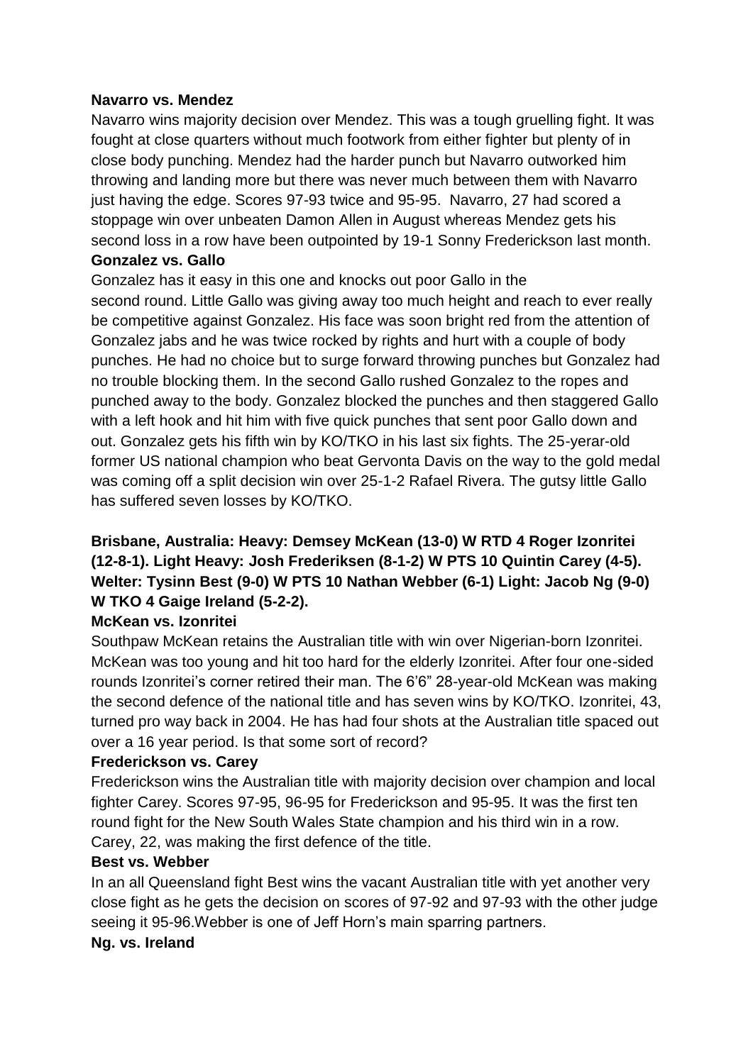**Navarro vs. Mendez**

Navarro wins majority decision over Mendez. This was a tough gruelling fight. It was fought at close quarters without much footwork from either fighter but plenty of in close body punching. Mendez had the harder punch but Navarro outworked him throwing and landing more but there was never much between them with Navarro just having the edge. Scores 97-93 twice and 95-95. Navarro, 27 had scored a stoppage win over unbeaten Damon Allen in August whereas Mendez gets his second loss in a row have been outpointed by 19-1 Sonny Frederickson last month.

**Gonzalez vs. Gallo**

Gonzalez has it easy in this one and knocks out poor Gallo in the second round. Little Gallo was giving away too much height and reach to ever really be competitive against Gonzalez. His face was soon bright red from the attention of Gonzalez jabs and he was twice rocked by rights and hurt with a couple of body punches. He had no choice but to surge forward throwing punches but Gonzalez had no trouble blocking them. In the second Gallo rushed Gonzalez to the ropes and punched away to the body. Gonzalez blocked the punches and then staggered Gallo with a left hook and hit him with five quick punches that sent poor Gallo down and out. Gonzalez gets his fifth win by KO/TKO in his last six fights. The 25-yerar-old former US national champion who beat Gervonta Davis on the way to the gold medal was coming off a split decision win over 25-1-2 Rafael Rivera. The gutsy little Gallo has suffered seven losses by KO/TKO.

**Brisbane, Australia: Heavy: Demsey McKean (13-0) W RTD 4 Roger Izonritei (12-8-1). Light Heavy: Josh Frederiksen (8-1-2) W PTS 10 Quintin Carey (4-5). Welter: Tysinn Best (9-0) W PTS 10 Nathan Webber (6-1) Light: Jacob Ng (9-0) W TKO 4 Gaige Ireland (5-2-2).**

**McKean vs. Izonritei**

Southpaw McKean retains the Australian title with win over Nigerian-born Izonritei. McKean was too young and hit too hard for the elderly Izonritei. After four one-sided rounds Izonritei's corner retired their man. The 6'6" 28-year-old McKean was making the second defence of the national title and has seven wins by KO/TKO. Izonritei, 43, turned pro way back in 2004. He has had four shots at the Australian title spaced out over a 16 year period. Is that some sort of record?

**Frederickson vs. Carey**

Frederickson wins the Australian title with majority decision over champion and local fighter Carey. Scores 97-95, 96-95 for Frederickson and 95-95. It was the first ten round fight for the New South Wales State champion and his third win in a row. Carey, 22, was making the first defence of the title.

**Best vs. Webber**

In an all Queensland fight Best wins the vacant Australian title with yet another very close fight as he gets the decision on scores of 97-92 and 97-93 with the other judge seeing it 95-96.Webber is one of Jeff Horn's main sparring partners.

**Ng. vs. Ireland**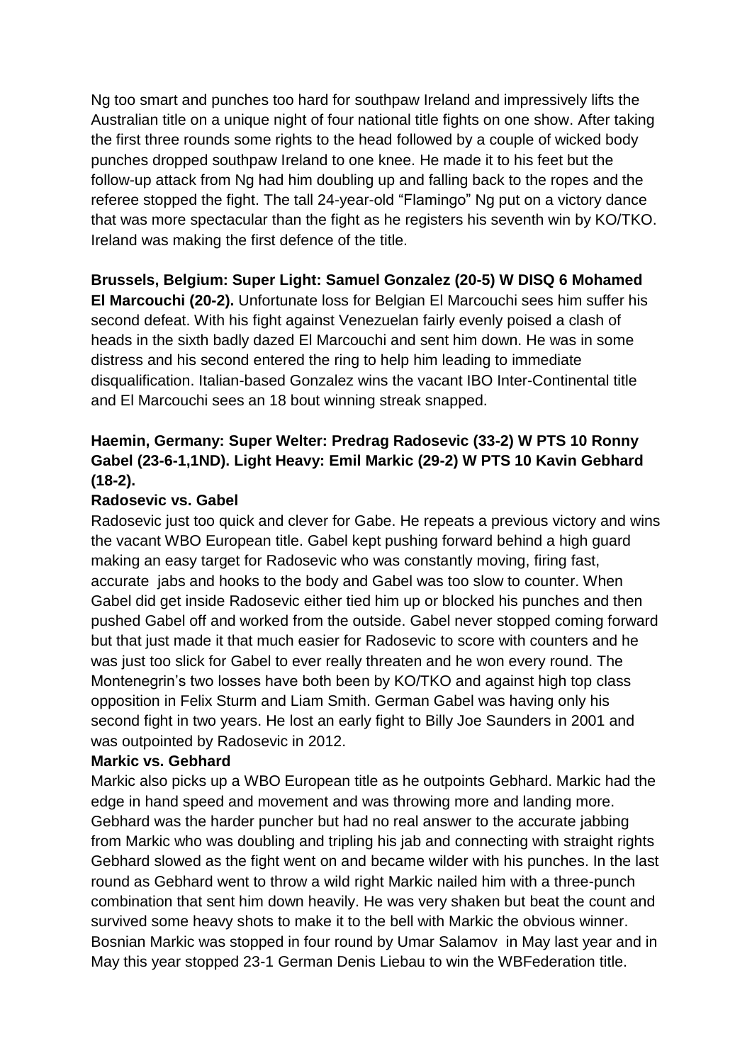Ng too smart and punches too hard for southpaw Ireland and impressively lifts the Australian title on a unique night of four national title fights on one show. After taking the first three rounds some rights to the head followed by a couple of wicked body punches dropped southpaw Ireland to one knee. He made it to his feet but the follow-up attack from Ng had him doubling up and falling back to the ropes and the referee stopped the fight. The tall 24-year-old "Flamingo" Ng put on a victory dance that was more spectacular than the fight as he registers his seventh win by KO/TKO. Ireland was making the first defence of the title.

**Brussels, Belgium: Super Light: Samuel Gonzalez (20-5) W DISQ 6 Mohamed El Marcouchi (20-2).** Unfortunate loss for Belgian El Marcouchi sees him suffer his second defeat. With his fight against Venezuelan fairly evenly poised a clash of heads in the sixth badly dazed El Marcouchi and sent him down. He was in some distress and his second entered the ring to help him leading to immediate disqualification. Italian-based Gonzalez wins the vacant IBO Inter-Continental title and El Marcouchi sees an 18 bout winning streak snapped.

**Haemin, Germany: Super Welter: Predrag Radosevic (33-2) W PTS 10 Ronny Gabel (23-6-1,1ND). Light Heavy: Emil Markic (29-2) W PTS 10 Kavin Gebhard (18-2).**

**Radosevic vs. Gabel**

Radosevic just too quick and clever for Gabe. He repeats a previous victory and wins the vacant WBO European title. Gabel kept pushing forward behind a high guard making an easy target for Radosevic who was constantly moving, firing fast, accurate jabs and hooks to the body and Gabel was too slow to counter. When Gabel did get inside Radosevic either tied him up or blocked his punches and then pushed Gabel off and worked from the outside. Gabel never stopped coming forward but that just made it that much easier for Radosevic to score with counters and he was just too slick for Gabel to ever really threaten and he won every round. The Montenegrin's two losses have both been by KO/TKO and against high top class opposition in Felix Sturm and Liam Smith. German Gabel was having only his second fight in two years. He lost an early fight to Billy Joe Saunders in 2001 and was outpointed by Radosevic in 2012.

**Markic vs. Gebhard**

Markic also picks up a WBO European title as he outpoints Gebhard. Markic had the edge in hand speed and movement and was throwing more and landing more. Gebhard was the harder puncher but had no real answer to the accurate jabbing from Markic who was doubling and tripling his jab and connecting with straight rights Gebhard slowed as the fight went on and became wilder with his punches. In the last round as Gebhard went to throw a wild right Markic nailed him with a three-punch combination that sent him down heavily. He was very shaken but beat the count and survived some heavy shots to make it to the bell with Markic the obvious winner. Bosnian Markic was stopped in four round by Umar Salamov in May last year and in May this year stopped 23-1 German Denis Liebau to win the WBFederation title.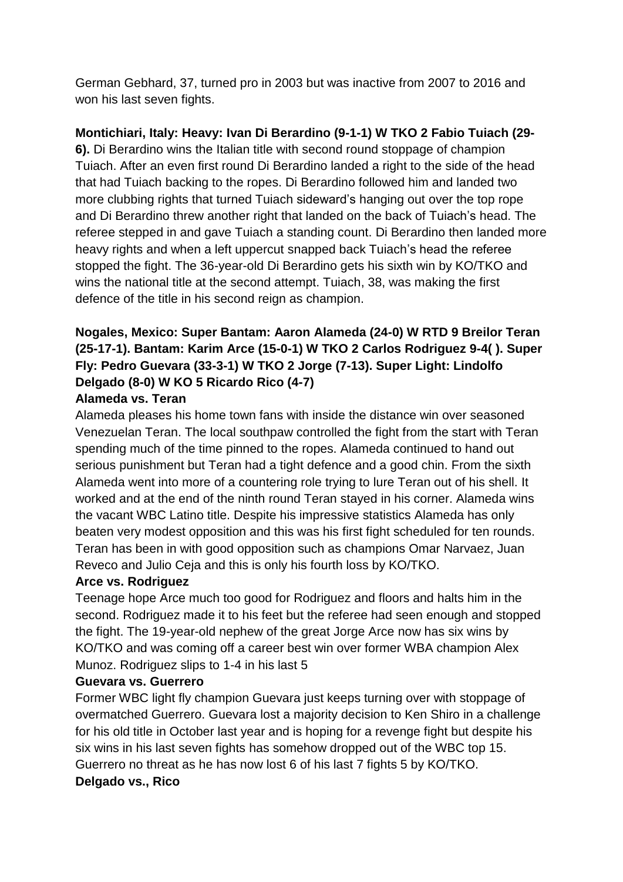German Gebhard, 37, turned pro in 2003 but was inactive from 2007 to 2016 and won his last seven fights.

**Montichiari, Italy: Heavy: Ivan Di Berardino (9-1-1) W TKO 2 Fabio Tuiach (29-6).** Di Berardino wins the Italian title with second round stoppage of champion Tuiach. After an even first round Di Berardino landed a right to the side of the head that had Tuiach backing to the ropes. Di Berardino followed him and landed two more clubbing rights that turned Tuiach sideward's hanging out over the top rope and Di Berardino threw another right that landed on the back of Tuiach's head. The referee stepped in and gave Tuiach a standing count. Di Berardino then landed more heavy rights and when a left uppercut snapped back Tuiach's head the referee stopped the fight. The 36-year-old Di Berardino gets his sixth win by KO/TKO and wins the national title at the second attempt. Tuiach, 38, was making the first defence of the title in his second reign as champion.

**Nogales, Mexico: Super Bantam: Aaron Alameda (24-0) W RTD 9 Breilor Teran (25-17-1). Bantam: Karim Arce (15-0-1) W TKO 2 Carlos Rodriguez 9-4( ). Super Fly: Pedro Guevara (33-3-1) W TKO 2 Jorge (7-13). Super Light: Lindolfo Delgado (8-0) W KO 5 Ricardo Rico (4-7)**

**Alameda vs. Teran**

Alameda pleases his home town fans with inside the distance win over seasoned Venezuelan Teran. The local southpaw controlled the fight from the start with Teran spending much of the time pinned to the ropes. Alameda continued to hand out serious punishment but Teran had a tight defence and a good chin. From the sixth Alameda went into more of a countering role trying to lure Teran out of his shell. It worked and at the end of the ninth round Teran stayed in his corner. Alameda wins the vacant WBC Latino title. Despite his impressive statistics Alameda has only beaten very modest opposition and this was his first fight scheduled for ten rounds. Teran has been in with good opposition such as champions Omar Narvaez, Juan Reveco and Julio Ceja and this is only his fourth loss by KO/TKO.

**Arce vs. Rodriguez**

Teenage hope Arce much too good for Rodriguez and floors and halts him in the second. Rodriguez made it to his feet but the referee had seen enough and stopped the fight. The 19-year-old nephew of the great Jorge Arce now has six wins by KO/TKO and was coming off a career best win over former WBA champion Alex Munoz. Rodriguez slips to 1-4 in his last 5

**Guevara vs. Guerrero**

Former WBC light fly champion Guevara just keeps turning over with stoppage of overmatched Guerrero. Guevara lost a majority decision to Ken Shiro in a challenge for his old title in October last year and is hoping for a revenge fight but despite his six wins in his last seven fights has somehow dropped out of the WBC top 15. Guerrero no threat as he has now lost 6 of his last 7 fights 5 by KO/TKO.

**Delgado vs., Rico**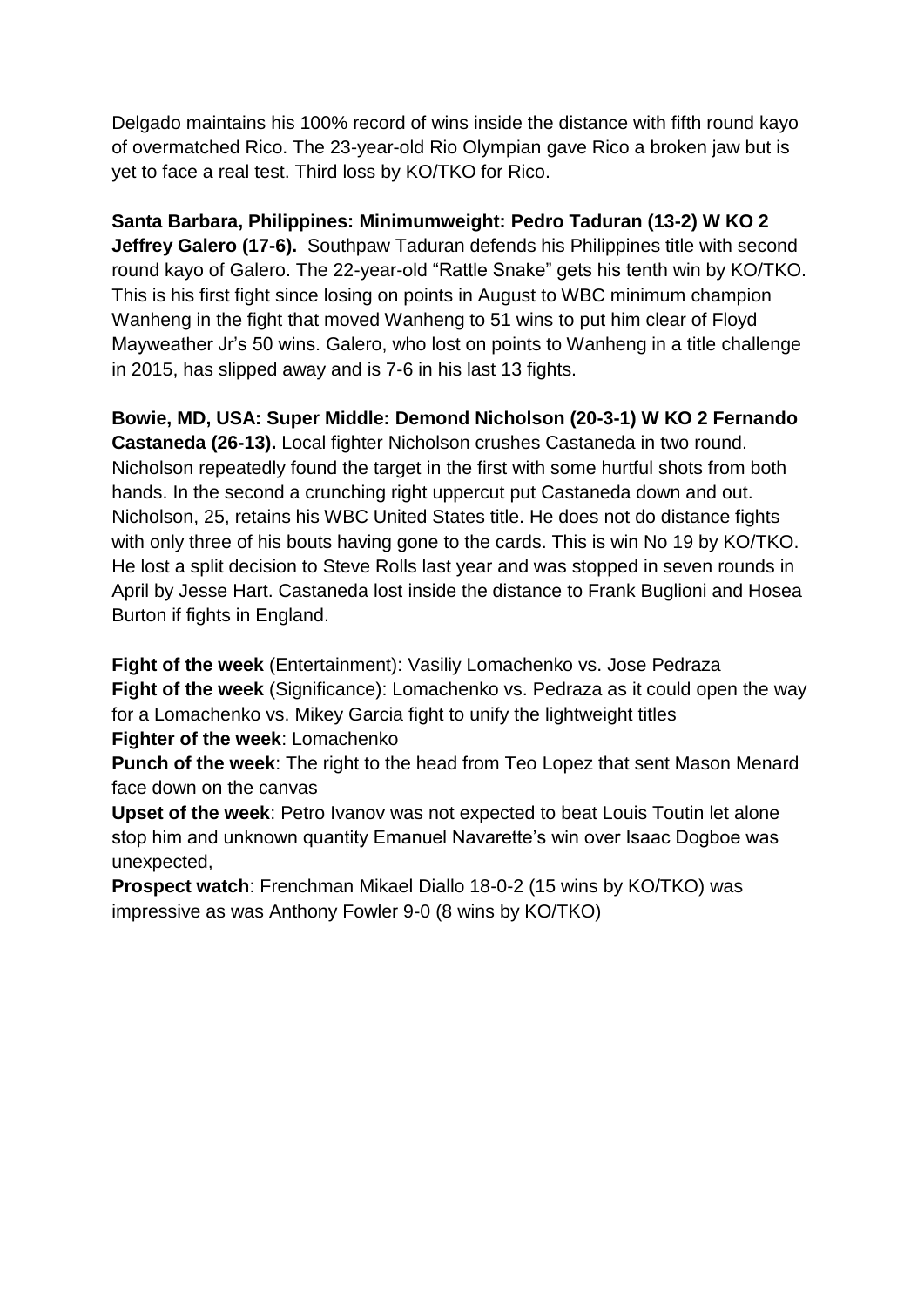Delgado maintains his 100% record of wins inside the distance with fifth round kayo of overmatched Rico. The 23-year-old Rio Olympian gave Rico a broken jaw but is yet to face a real test. Third loss by KO/TKO for Rico.

**Santa Barbara, Philippines: Minimumweight: Pedro Taduran (13-2) W KO 2 Jeffrey Galero (17-6).** Southpaw Taduran defends his Philippines title with second round kayo of Galero. The 22-year-old "Rattle Snake" gets his tenth win by KO/TKO. This is his first fight since losing on points in August to WBC minimum champion Wanheng in the fight that moved Wanheng to 51 wins to put him clear of Floyd Mayweather Jr's 50 wins. Galero, who lost on points to Wanheng in a title challenge in 2015, has slipped away and is 7-6 in his last 13 fights.

**Bowie, MD, USA: Super Middle: Demond Nicholson (20-3-1) W KO 2 Fernando Castaneda (26-13).** Local fighter Nicholson crushes Castaneda in two round. Nicholson repeatedly found the target in the first with some hurtful shots from both hands. In the second a crunching right uppercut put Castaneda down and out. Nicholson, 25, retains his WBC United States title. He does not do distance fights with only three of his bouts having gone to the cards. This is win No 19 by KO/TKO. He lost a split decision to Steve Rolls last year and was stopped in seven rounds in April by Jesse Hart. Castaneda lost inside the distance to Frank Buglioni and Hosea Burton if fights in England.

**Fight of the week** (Entertainment): Vasiliy Lomachenko vs. Jose Pedraza
**Fight of the week** (Significance): Lomachenko vs. Pedraza as it could open the way for a Lomachenko vs. Mikey Garcia fight to unify the lightweight titles
**Fighter of the week**: Lomachenko
**Punch of the week**: The right to the head from Teo Lopez that sent Mason Menard face down on the canvas
**Upset of the week**: Petro Ivanov was not expected to beat Louis Toutin let alone stop him and unknown quantity Emanuel Navarette's win over Isaac Dogboe was unexpected,
**Prospect watch**: Frenchman Mikael Diallo 18-0-2 (15 wins by KO/TKO) was impressive as was Anthony Fowler 9-0 (8 wins by KO/TKO)